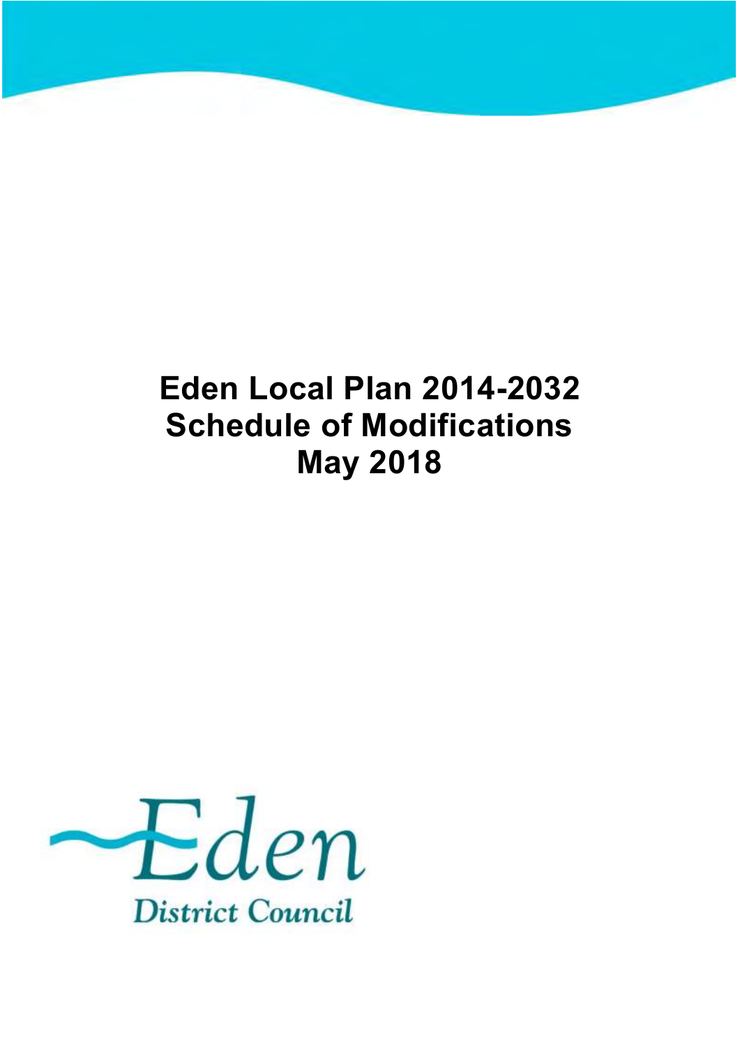# Eden Local Plan 2014-2032
# Schedule of Modifications
# May 2018

Eden

District Council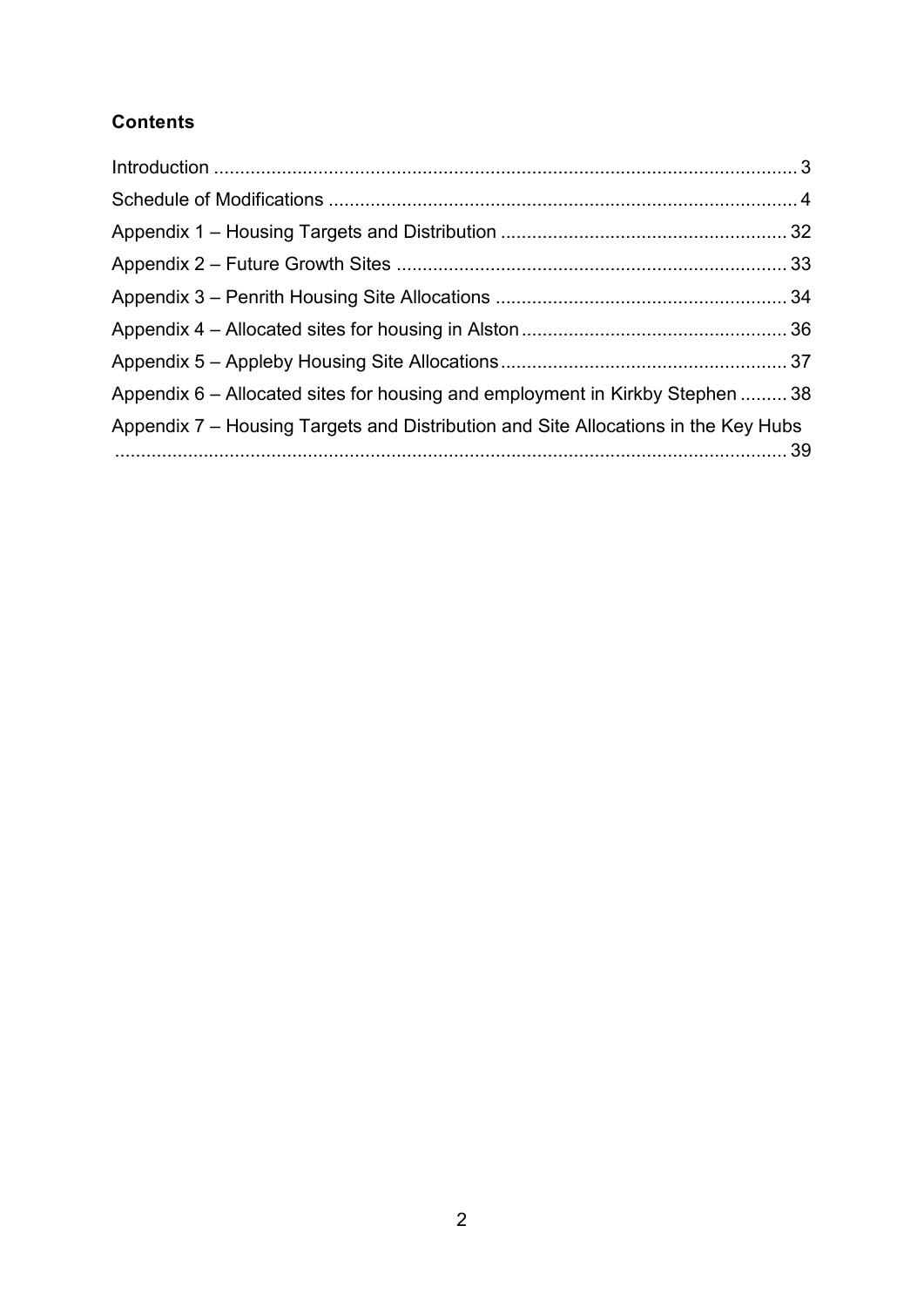## Contents

Introduction ... 3

Schedule of Modifications ... 4

Appendix 1 – Housing Targets and Distribution ... 32

Appendix 2 – Future Growth Sites ... 33

Appendix 3 – Penrith Housing Site Allocations ... 34

Appendix 4 – Allocated sites for housing in Alston ... 36

Appendix 5 – Appleby Housing Site Allocations ... 37

Appendix 6 – Allocated sites for housing and employment in Kirkby Stephen ... 38

Appendix 7 – Housing Targets and Distribution and Site Allocations in the Key Hubs ... 39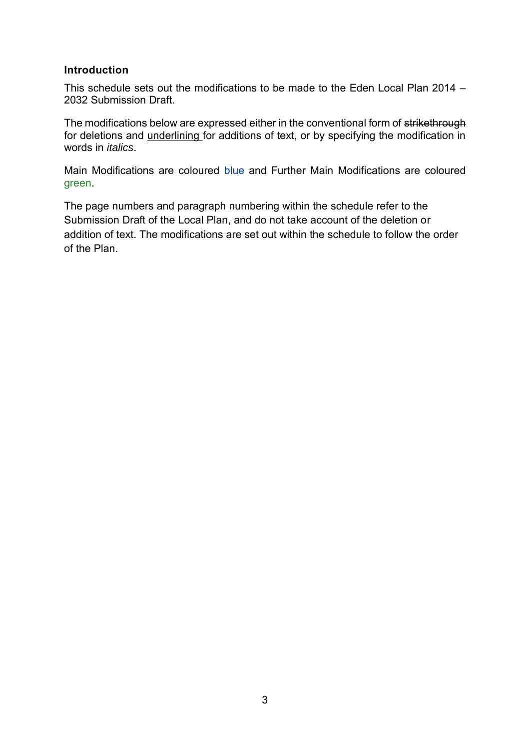## Introduction

This schedule sets out the modifications to be made to the Eden Local Plan 2014 – 2032 Submission Draft.

The modifications below are expressed either in the conventional form of ~~strikethrough~~ for deletions and <u>underlining</u> for additions of text, or by specifying the modification in words in *italics*.

Main Modifications are coloured blue and Further Main Modifications are coloured green.

The page numbers and paragraph numbering within the schedule refer to the Submission Draft of the Local Plan, and do not take account of the deletion or addition of text. The modifications are set out within the schedule to follow the order of the Plan.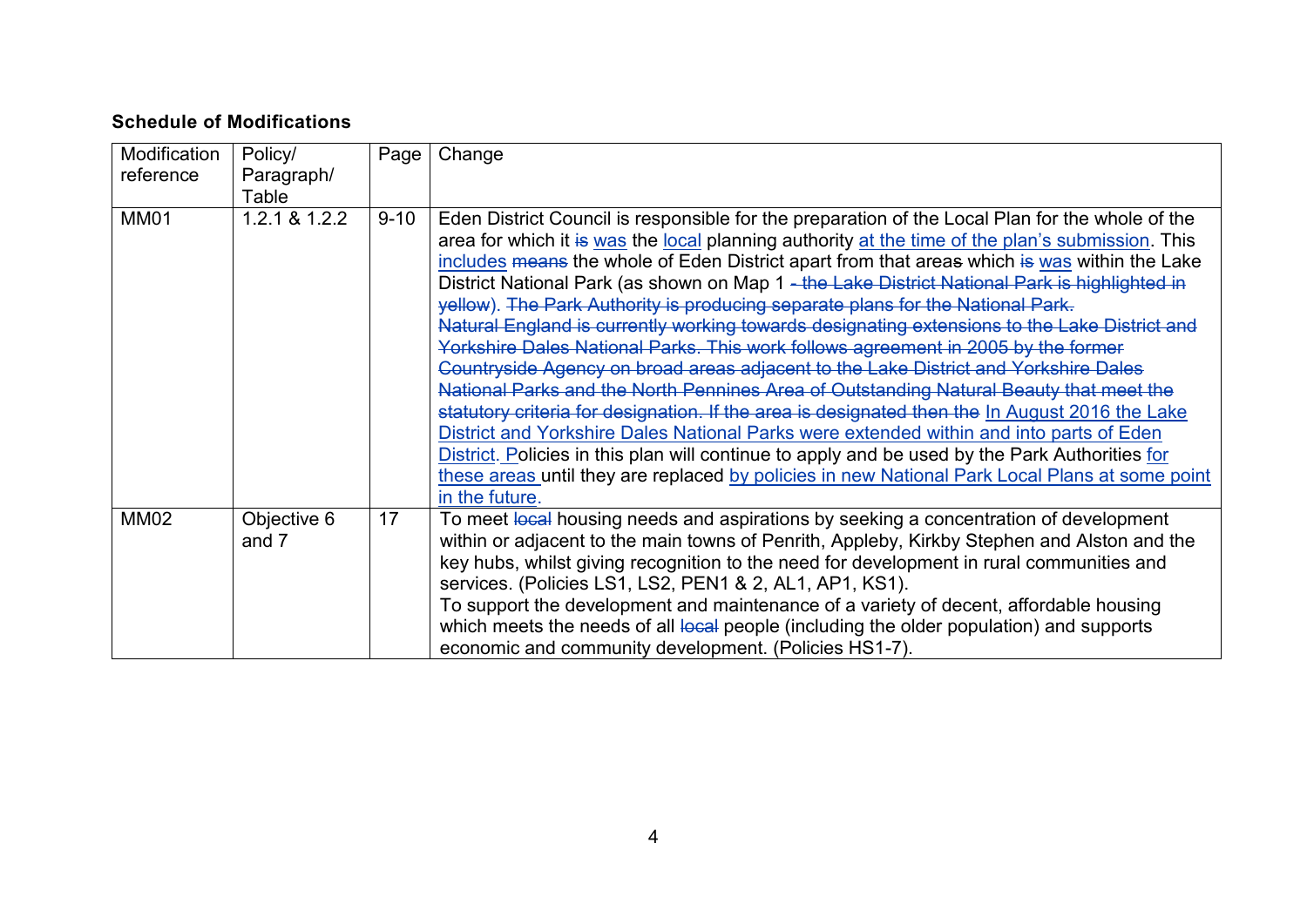**Schedule of Modifications**

| Modification reference | Policy/ Paragraph/ Table | Page | Change |
|---|---|---|---|
| MM01 | 1.2.1 & 1.2.2 | 9-10 | Eden District Council is responsible for the preparation of the Local Plan for the whole of the area for which it ~~is~~ was the local planning authority at the time of the plan's submission. This includes ~~means~~ the whole of Eden District apart from that area~~s~~ which ~~is~~ was within the Lake District National Park (as shown on Map 1 ~~- the Lake District National Park is highlighted in yellow~~). ~~The Park Authority is producing separate plans for the National Park.~~ ~~Natural England is currently working towards designating extensions to the Lake District and Yorkshire Dales National Parks. This work follows agreement in 2005 by the former Countryside Agency on broad areas adjacent to the Lake District and Yorkshire Dales National Parks and the North Pennines Area of Outstanding Natural Beauty that meet the statutory criteria for designation. If the area is designated then the~~ In August 2016 the Lake District and Yorkshire Dales National Parks were extended within and into parts of Eden District. Policies in this plan will continue to apply and be used by the Park Authorities for these areas until they are replaced by policies in new National Park Local Plans at some point in the future. |
| MM02 | Objective 6 and 7 | 17 | To meet ~~local~~ housing needs and aspirations by seeking a concentration of development within or adjacent to the main towns of Penrith, Appleby, Kirkby Stephen and Alston and the key hubs, whilst giving recognition to the need for development in rural communities and services. (Policies LS1, LS2, PEN1 & 2, AL1, AP1, KS1).<br>To support the development and maintenance of a variety of decent, affordable housing which meets the needs of all ~~local~~ people (including the older population) and supports economic and community development. (Policies HS1-7). |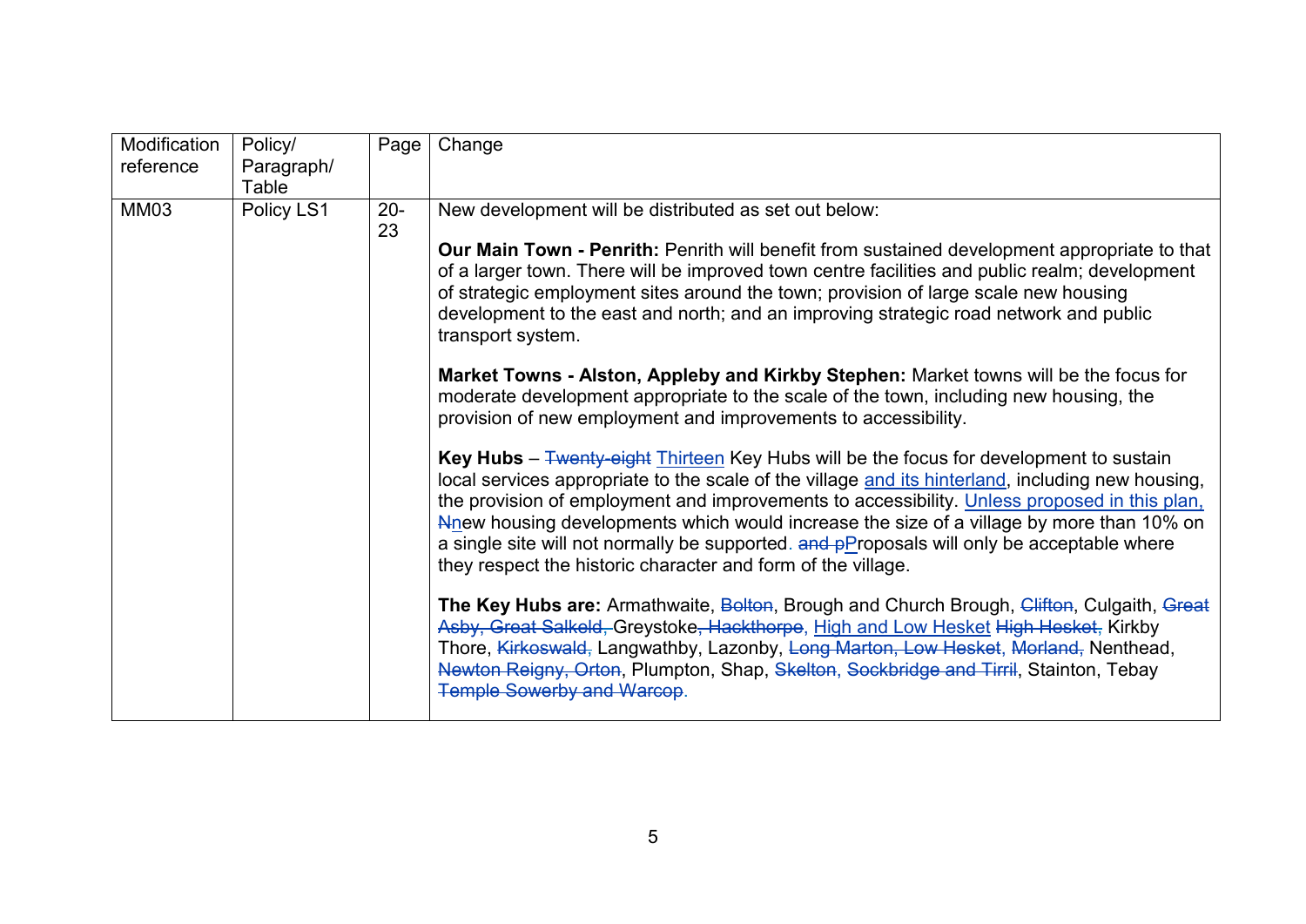| Modification reference | Policy/ Paragraph/ Table | Page | Change |
|---|---|---|---|
| MM03 | Policy LS1 | 20-23 | New development will be distributed as set out below:<br><br>**Our Main Town - Penrith:** Penrith will benefit from sustained development appropriate to that of a larger town. There will be improved town centre facilities and public realm; development of strategic employment sites around the town; provision of large scale new housing development to the east and north; and an improving strategic road network and public transport system.<br><br>**Market Towns - Alston, Appleby and Kirkby Stephen:** Market towns will be the focus for moderate development appropriate to the scale of the town, including new housing, the provision of new employment and improvements to accessibility.<br><br>**Key Hubs** – ~~Twenty-eight~~ <u>Thirteen</u> Key Hubs will be the focus for development to sustain local services appropriate to the scale of the village <u>and its hinterland</u>, including new housing, the provision of employment and improvements to accessibility. <u>Unless proposed in this plan,</u> ~~N~~<u>n</u>ew housing developments which would increase the size of a village by more than 10% on a single site will not normally be supported<u>.</u> ~~and p~~<u>P</u>roposals will only be acceptable where they respect the historic character and form of the village.<br><br>**The Key Hubs are:** Armathwaite, ~~Bolton~~, Brough and Church Brough, ~~Clifton~~, Culgaith, ~~Great Asby, Great Salkeld,~~ Greystoke~~, Hackthorpe~~, <u>High and Low Hesket</u> ~~High Hesket,~~ Kirkby Thore, ~~Kirkoswald,~~ Langwathby, Lazonby, ~~Long Marton, Low Hesket, Morland,~~ Nenthead, ~~Newton Reigny, Orton~~, Plumpton, Shap, ~~Skelton, Sockbridge and Tirril~~, Stainton, Tebay ~~Temple Sowerby and Warcop~~<u>.</u> |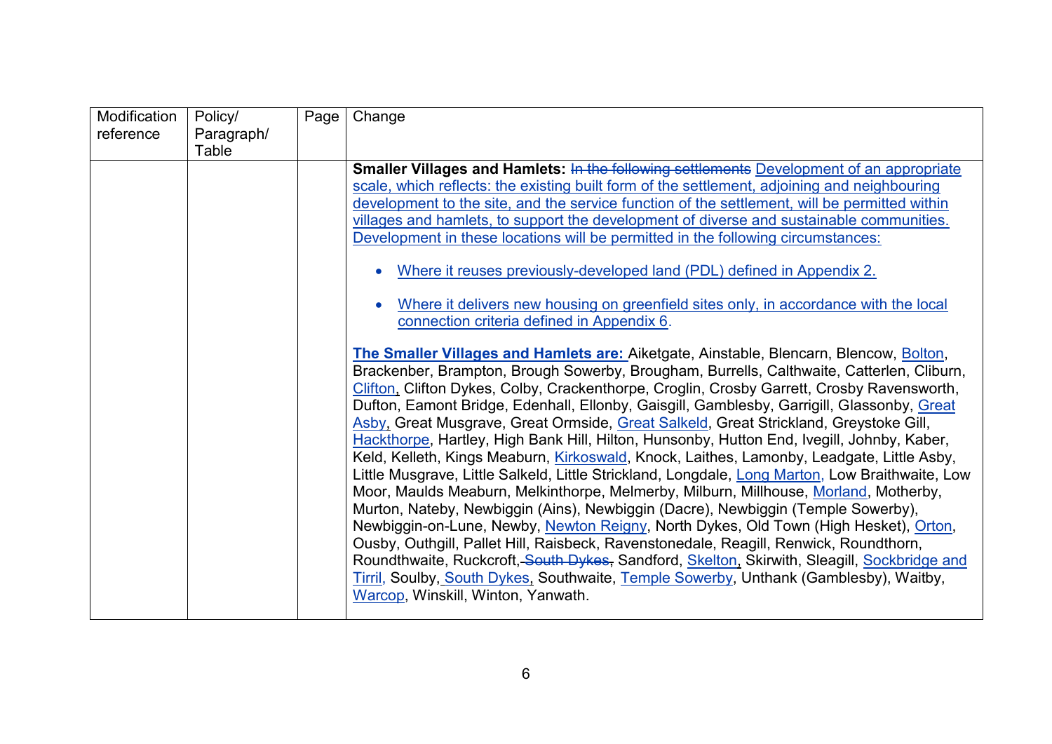| Modification reference | Policy/ Paragraph/ Table | Page | Change |
|---|---|---|---|
| | | | **Smaller Villages and Hamlets:** ~~In the following settlements~~ Development of an appropriate scale, which reflects: the existing built form of the settlement, adjoining and neighbouring development to the site, and the service function of the settlement, will be permitted within villages and hamlets, to support the development of diverse and sustainable communities. Development in these locations will be permitted in the following circumstances:<br><br>• Where it reuses previously-developed land (PDL) defined in Appendix 2.<br><br>• Where it delivers new housing on greenfield sites only, in accordance with the local connection criteria defined in Appendix 6.<br><br>**The Smaller Villages and Hamlets are:** Aiketgate, Ainstable, Blencarn, Blencow, Bolton, Brackenber, Brampton, Brough Sowerby, Brougham, Burrells, Calthwaite, Catterlen, Cliburn, Clifton, Clifton Dykes, Colby, Crackenthorpe, Croglin, Crosby Garrett, Crosby Ravensworth, Dufton, Eamont Bridge, Edenhall, Ellonby, Gaisgill, Gamblesby, Garrigill, Glassonby, Great Asby, Great Musgrave, Great Ormside, Great Salkeld, Great Strickland, Greystoke Gill, Hackthorpe, Hartley, High Bank Hill, Hilton, Hunsonby, Hutton End, Ivegill, Johnby, Kaber, Keld, Kelleth, Kings Meaburn, Kirkoswald, Knock, Laithes, Lamonby, Leadgate, Little Asby, Little Musgrave, Little Salkeld, Little Strickland, Longdale, Long Marton, Low Braithwaite, Low Moor, Maulds Meaburn, Melkinthorpe, Melmerby, Milburn, Millhouse, Morland, Motherby, Murton, Nateby, Newbiggin (Ains), Newbiggin (Dacre), Newbiggin (Temple Sowerby), Newbiggin-on-Lune, Newby, Newton Reigny, North Dykes, Old Town (High Hesket), Orton, Ousby, Outhgill, Pallet Hill, Raisbeck, Ravenstonedale, Reagill, Renwick, Roundthorn, Roundthwaite, Ruckcroft, ~~South Dykes,~~ Sandford, Skelton, Skirwith, Sleagill, Sockbridge and Tirril, Soulby, South Dykes, Southwaite, Temple Sowerby, Unthank (Gamblesby), Waitby, Warcop, Winskill, Winton, Yanwath. |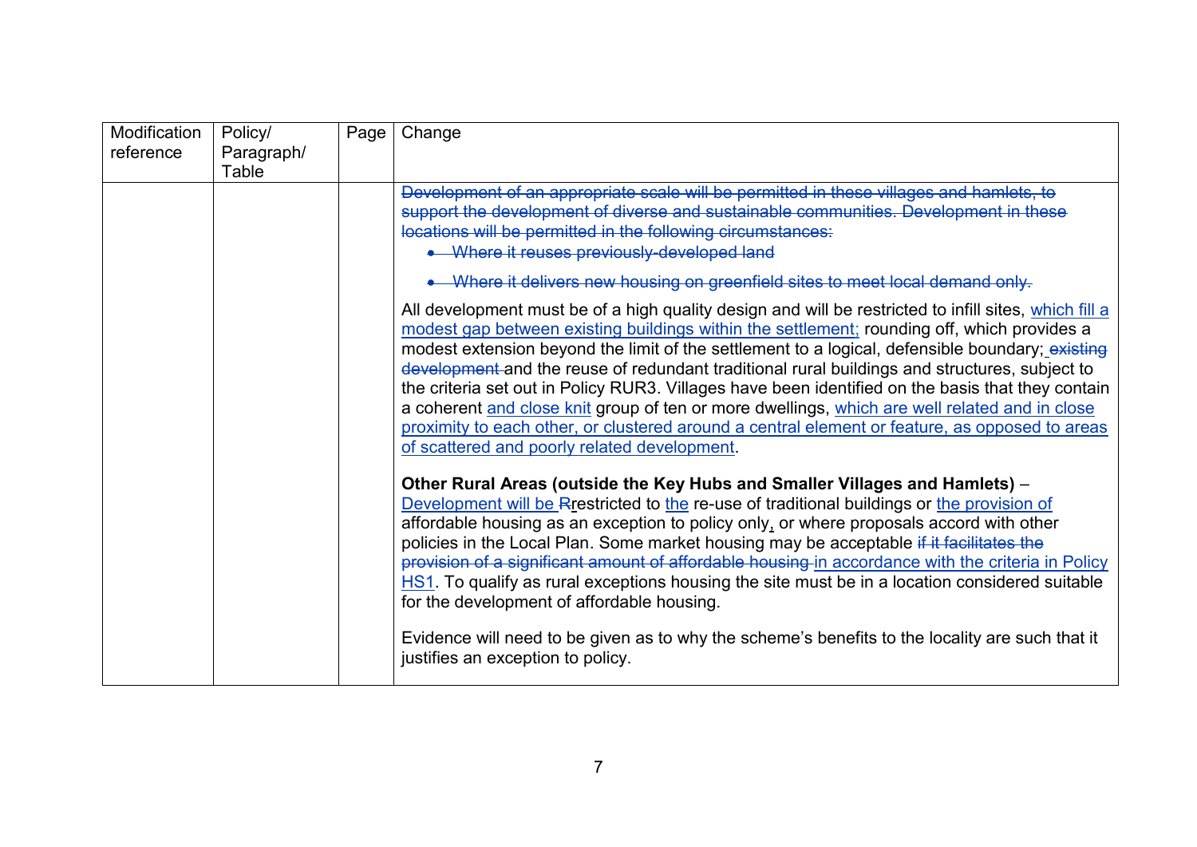| Modification reference | Policy/ Paragraph/ Table | Page | Change |
|---|---|---|---|
| | | | ~~Development of an appropriate scale will be permitted in these villages and hamlets, to support the development of diverse and sustainable communities. Development in these locations will be permitted in the following circumstances:~~<br>• ~~Where it reuses previously-developed land~~<br>• ~~Where it delivers new housing on greenfield sites to meet local demand only.~~<br><br>All development must be of a high quality design and will be restricted to infill sites, <u>which fill a modest gap between existing buildings within the settlement;</u> rounding off, which provides a modest extension beyond the limit of the settlement to a logical, defensible boundary; ~~existing development~~ and the reuse of redundant traditional rural buildings and structures, subject to the criteria set out in Policy RUR3. Villages have been identified on the basis that they contain a coherent <u>and close knit</u> group of ten or more dwellings, <u>which are well related and in close proximity to each other, or clustered around a central element or feature, as opposed to areas of scattered and poorly related development</u>.<br><br>**Other Rural Areas (outside the Key Hubs and Smaller Villages and Hamlets)** – <u>Development will be</u> ~~R~~<u>r</u>estricted to <u>the</u> re-use of traditional buildings or <u>the provision of</u> affordable housing as an exception to policy only<u>,</u> or where proposals accord with other policies in the Local Plan. Some market housing may be acceptable ~~if it facilitates the provision of a significant amount of affordable housing~~ <u>in accordance with the criteria in Policy HS1</u>. To qualify as rural exceptions housing the site must be in a location considered suitable for the development of affordable housing.<br><br>Evidence will need to be given as to why the scheme's benefits to the locality are such that it justifies an exception to policy. |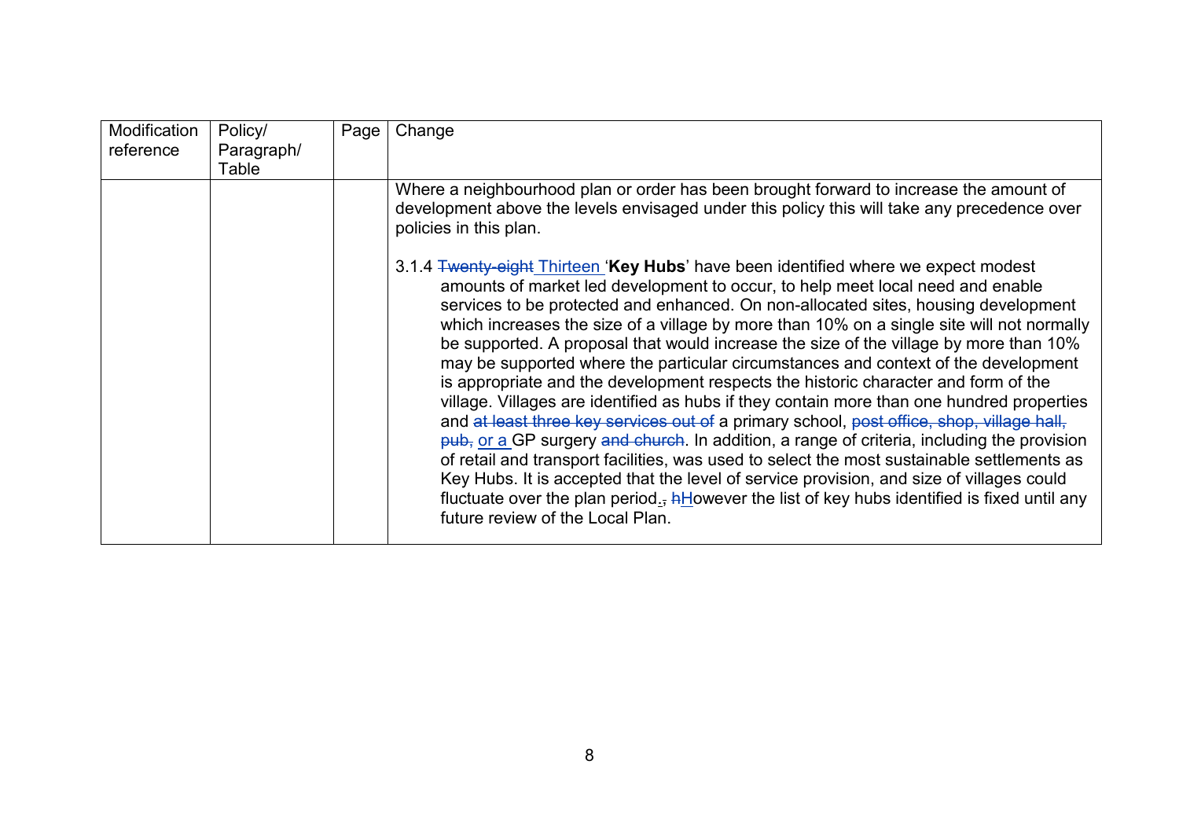| Modification reference | Policy/ Paragraph/ Table | Page | Change |
|---|---|---|---|
| | | | Where a neighbourhood plan or order has been brought forward to increase the amount of development above the levels envisaged under this policy this will take any precedence over policies in this plan.<br><br>3.1.4 ~~Twenty-eight~~ Thirteen '**Key Hubs**' have been identified where we expect modest amounts of market led development to occur, to help meet local need and enable services to be protected and enhanced. On non-allocated sites, housing development which increases the size of a village by more than 10% on a single site will not normally be supported. A proposal that would increase the size of the village by more than 10% may be supported where the particular circumstances and context of the development is appropriate and the development respects the historic character and form of the village. Villages are identified as hubs if they contain more than one hundred properties and ~~at least three key services out of~~ a primary school, ~~post office, shop, village hall, pub,~~ or a GP surgery ~~and church~~. In addition, a range of criteria, including the provision of retail and transport facilities, was used to select the most sustainable settlements as Key Hubs. It is accepted that the level of service provision, and size of villages could fluctuate over the plan period. ~~,~~ ~~h~~However the list of key hubs identified is fixed until any future review of the Local Plan. |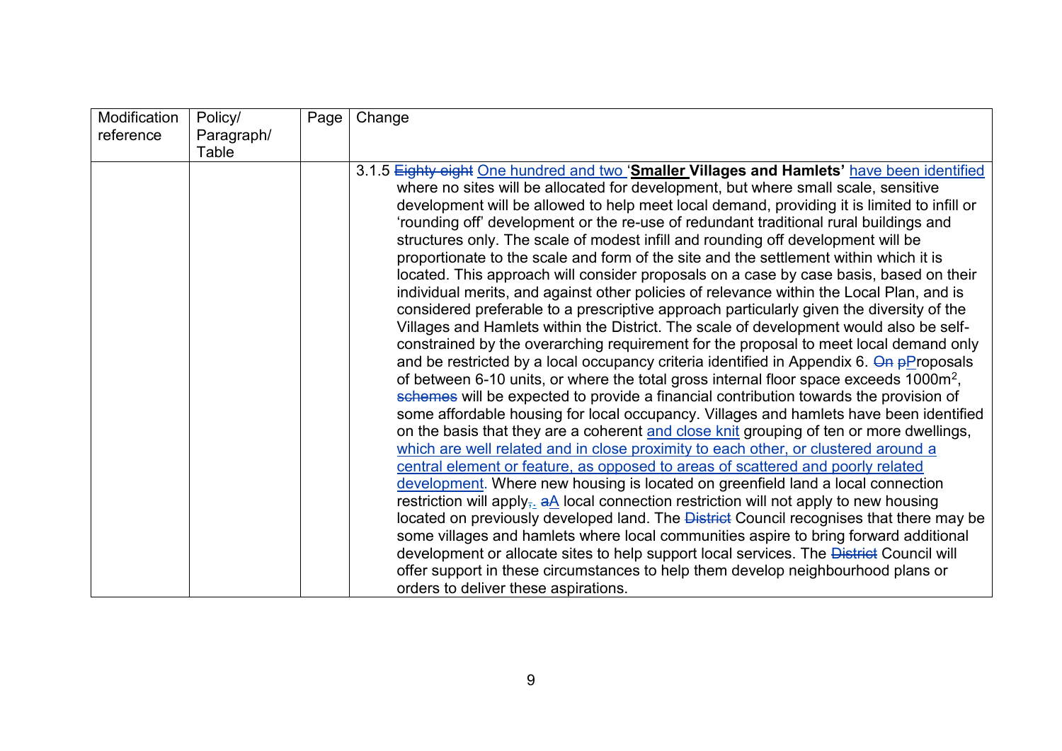| Modification reference | Policy/ Paragraph/ Table | Page | Change |
|---|---|---|---|
| | | | 3.1.5 ~~Eighty eight~~ One hundred and two '**Smaller Villages and Hamlets'** have been identified where no sites will be allocated for development, but where small scale, sensitive development will be allowed to help meet local demand, providing it is limited to infill or 'rounding off' development or the re-use of redundant traditional rural buildings and structures only. The scale of modest infill and rounding off development will be proportionate to the scale and form of the site and the settlement within which it is located. This approach will consider proposals on a case by case basis, based on their individual merits, and against other policies of relevance within the Local Plan, and is considered preferable to a prescriptive approach particularly given the diversity of the Villages and Hamlets within the District. The scale of development would also be self-constrained by the overarching requirement for the proposal to meet local demand only and be restricted by a local occupancy criteria identified in Appendix 6. ~~On p~~Proposals of between 6-10 units, or where the total gross internal floor space exceeds $1000m^2$, ~~schemes~~ will be expected to provide a financial contribution towards the provision of some affordable housing for local occupancy. Villages and hamlets have been identified on the basis that they are a coherent and close knit grouping of ten or more dwellings, which are well related and in close proximity to each other, or clustered around a central element or feature, as opposed to areas of scattered and poorly related development. Where new housing is located on greenfield land a local connection restriction will apply~~,~~. ~~a~~A local connection restriction will not apply to new housing located on previously developed land. The ~~District~~ Council recognises that there may be some villages and hamlets where local communities aspire to bring forward additional development or allocate sites to help support local services. The ~~District~~ Council will offer support in these circumstances to help them develop neighbourhood plans or orders to deliver these aspirations. |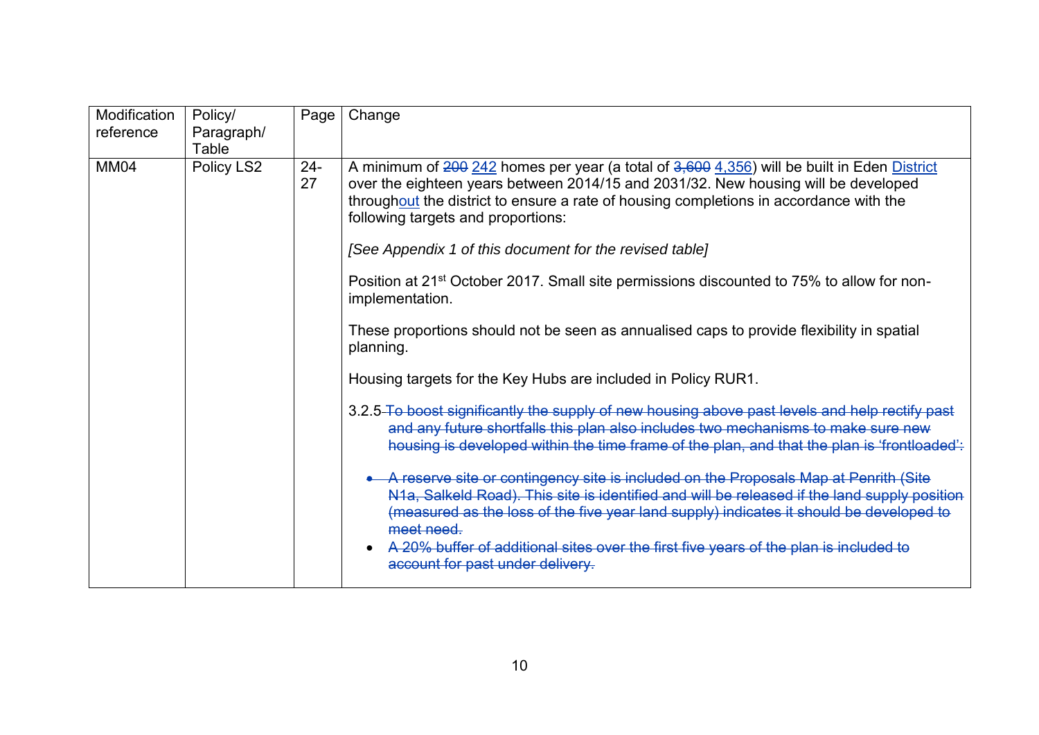| Modification reference | Policy/ Paragraph/ Table | Page | Change |
|---|---|---|---|
| MM04 | Policy LS2 | 24-27 | A minimum of ~~200~~ 242 homes per year (a total of ~~3,600~~ 4,356) will be built in Eden District over the eighteen years between 2014/15 and 2031/32. New housing will be developed throughout the district to ensure a rate of housing completions in accordance with the following targets and proportions:<br><br>*[See Appendix 1 of this document for the revised table]*<br><br>Position at 21st October 2017. Small site permissions discounted to 75% to allow for non-implementation.<br><br>These proportions should not be seen as annualised caps to provide flexibility in spatial planning.<br><br>Housing targets for the Key Hubs are included in Policy RUR1.<br><br>3.2.5 ~~To boost significantly the supply of new housing above past levels and help rectify past and any future shortfalls this plan also includes two mechanisms to make sure new housing is developed within the time frame of the plan, and that the plan is 'frontloaded':~~<br><br>• ~~A reserve site or contingency site is included on the Proposals Map at Penrith (Site N1a, Salkeld Road). This site is identified and will be released if the land supply position (measured as the loss of the five year land supply) indicates it should be developed to meet need.~~<br>• ~~A 20% buffer of additional sites over the first five years of the plan is included to account for past under delivery.~~ |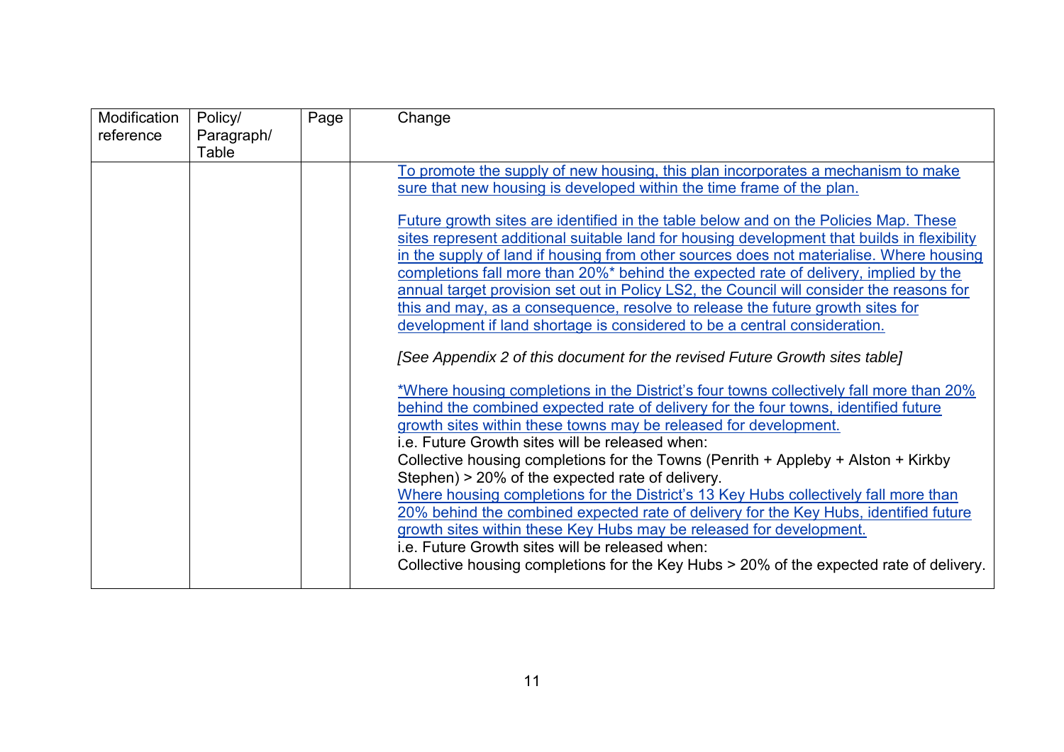| Modification reference | Policy/ Paragraph/ Table | Page | Change |
|---|---|---|---|
| | | | To promote the supply of new housing, this plan incorporates a mechanism to make sure that new housing is developed within the time frame of the plan.<br><br>Future growth sites are identified in the table below and on the Policies Map. These sites represent additional suitable land for housing development that builds in flexibility in the supply of land if housing from other sources does not materialise. Where housing completions fall more than 20%* behind the expected rate of delivery, implied by the annual target provision set out in Policy LS2, the Council will consider the reasons for this and may, as a consequence, resolve to release the future growth sites for development if land shortage is considered to be a central consideration.<br><br>*[See Appendix 2 of this document for the revised Future Growth sites table]*<br><br>*Where housing completions in the District's four towns collectively fall more than 20% behind the combined expected rate of delivery for the four towns, identified future growth sites within these towns may be released for development.<br>i.e. Future Growth sites will be released when:<br>Collective housing completions for the Towns (Penrith + Appleby + Alston + Kirkby Stephen) > 20% of the expected rate of delivery.<br>Where housing completions for the District's 13 Key Hubs collectively fall more than 20% behind the combined expected rate of delivery for the Key Hubs, identified future growth sites within these Key Hubs may be released for development.<br>i.e. Future Growth sites will be released when:<br>Collective housing completions for the Key Hubs > 20% of the expected rate of delivery. |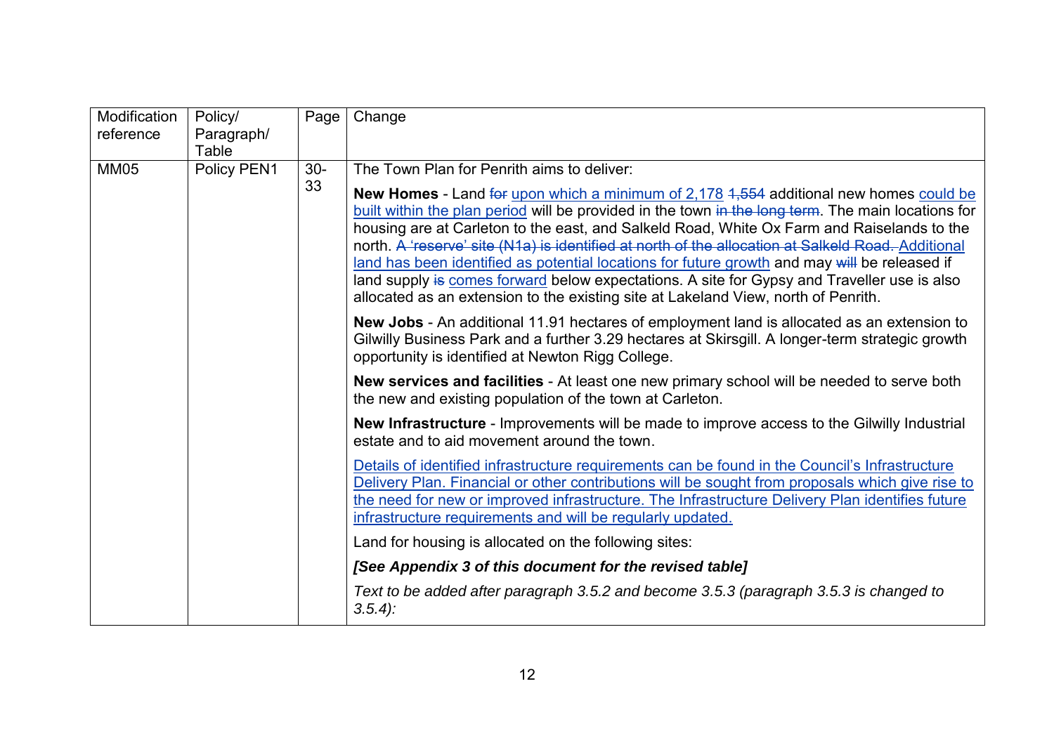| Modification reference | Policy/ Paragraph/ Table | Page | Change |
|---|---|---|---|
| MM05 | Policy PEN1 | 30-33 | The Town Plan for Penrith aims to deliver:<br><br>**New Homes** - Land ~~for~~ <u>upon which a minimum of 2,178</u> ~~1,554~~ additional new homes <u>could be built within the plan period</u> will be provided in the town ~~in the long term~~. The main locations for housing are at Carleton to the east, and Salkeld Road, White Ox Farm and Raiselands to the north. ~~A 'reserve' site (N1a) is identified at north of the allocation at Salkeld Road.~~ <u>Additional land has been identified as potential locations for future growth</u> and may ~~will~~ be released if land supply ~~is~~ <u>comes forward</u> below expectations. A site for Gypsy and Traveller use is also allocated as an extension to the existing site at Lakeland View, north of Penrith.<br><br>**New Jobs** - An additional 11.91 hectares of employment land is allocated as an extension to Gilwilly Business Park and a further 3.29 hectares at Skirsgill. A longer-term strategic growth opportunity is identified at Newton Rigg College.<br><br>**New services and facilities** - At least one new primary school will be needed to serve both the new and existing population of the town at Carleton.<br><br>**New Infrastructure** - Improvements will be made to improve access to the Gilwilly Industrial estate and to aid movement around the town.<br><br><u>Details of identified infrastructure requirements can be found in the Council's Infrastructure Delivery Plan. Financial or other contributions will be sought from proposals which give rise to the need for new or improved infrastructure. The Infrastructure Delivery Plan identifies future infrastructure requirements and will be regularly updated.</u><br><br>Land for housing is allocated on the following sites:<br><br>***[See Appendix 3 of this document for the revised table]***<br><br>*Text to be added after paragraph 3.5.2 and become 3.5.3 (paragraph 3.5.3 is changed to 3.5.4):* |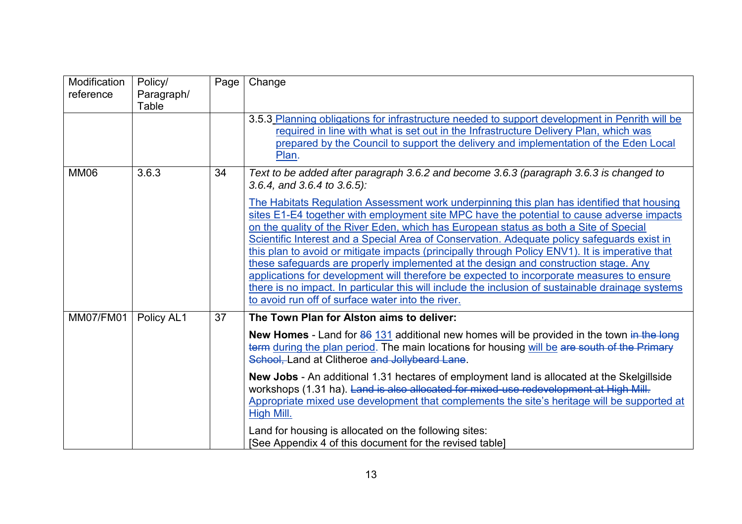| Modification reference | Policy/ Paragraph/ Table | Page | Change |
|---|---|---|---|
| | | | 3.5.3 <u>Planning obligations for infrastructure needed to support development in Penrith will be required in line with what is set out in the Infrastructure Delivery Plan, which was prepared by the Council to support the delivery and implementation of the Eden Local Plan</u>. |
| MM06 | 3.6.3 | 34 | *Text to be added after paragraph 3.6.2 and become 3.6.3 (paragraph 3.6.3 is changed to 3.6.4, and 3.6.4 to 3.6.5):*<br><br><u>The Habitats Regulation Assessment work underpinning this plan has identified that housing sites E1-E4 together with employment site MPC have the potential to cause adverse impacts on the quality of the River Eden, which has European status as both a Site of Special Scientific Interest and a Special Area of Conservation. Adequate policy safeguards exist in this plan to avoid or mitigate impacts (principally through Policy ENV1). It is imperative that these safeguards are properly implemented at the design and construction stage. Any applications for development will therefore be expected to incorporate measures to ensure there is no impact. In particular this will include the inclusion of sustainable drainage systems to avoid run off of surface water into the river.</u> |
| MM07/FM01 | Policy AL1 | 37 | **The Town Plan for Alston aims to deliver:**<br><br>**New Homes** - Land for ~~86~~ <u>131</u> additional new homes will be provided in the town ~~in the long term~~ <u>during the plan period</u>. The main location~~s~~ for housing <u>will be</u> ~~are south of the Primary School,~~ Land at Clitheroe ~~and Jollybeard Lane~~.<br><br>**New Jobs** - An additional 1.31 hectares of employment land is allocated at the Skelgillside workshops (1.31 ha). ~~Land is also allocated for mixed-use redevelopment at High Mill.~~ <u>Appropriate mixed use development that complements the site's heritage will be supported at High Mill.</u><br><br>Land for housing is allocated on the following sites:<br>[See Appendix 4 of this document for the revised table] |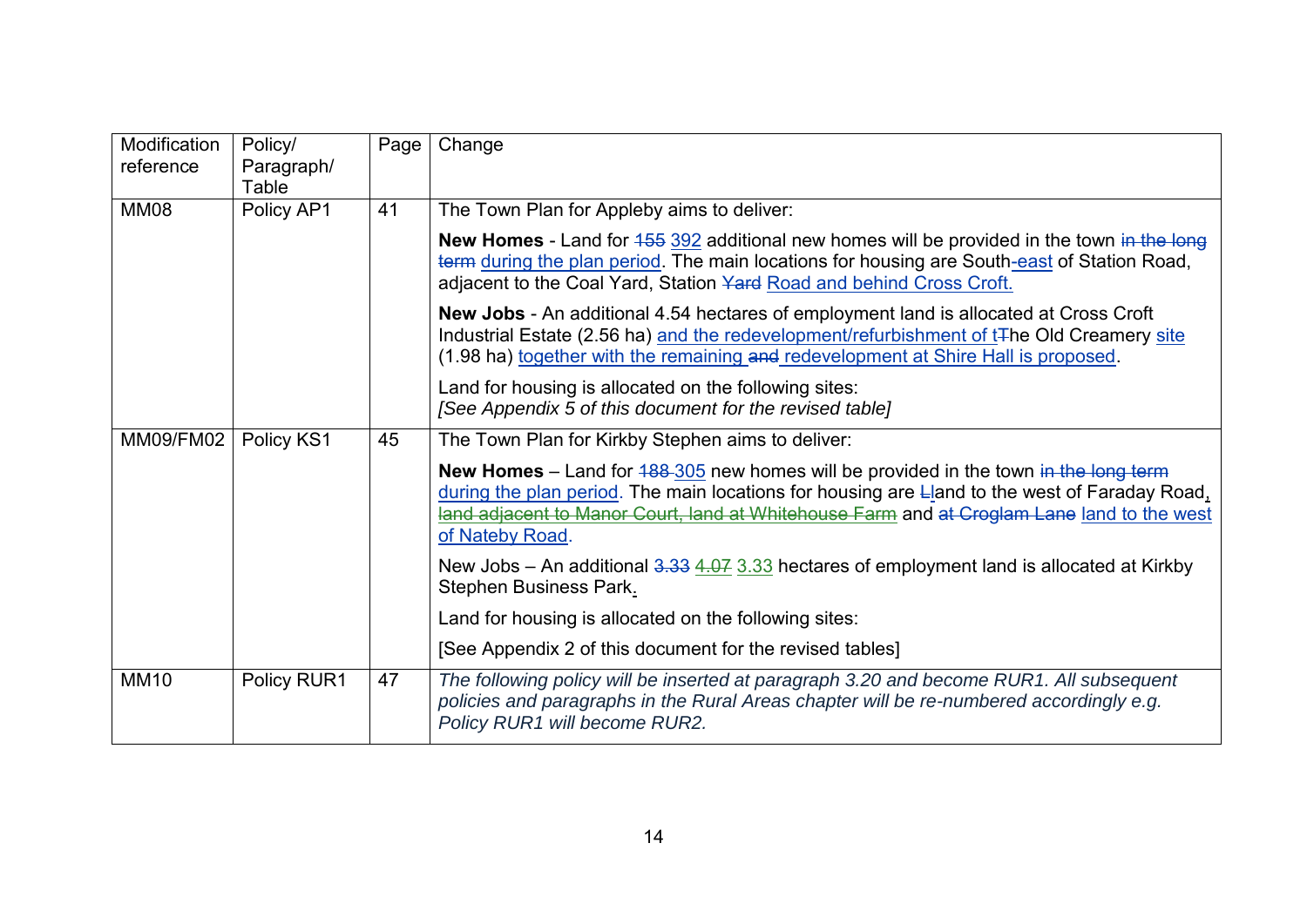| Modification reference | Policy/ Paragraph/ Table | Page | Change |
|---|---|---|---|
| MM08 | Policy AP1 | 41 | The Town Plan for Appleby aims to deliver:<br><br>**New Homes** - Land for ~~155~~ <u>392</u> additional new homes will be provided in the town ~~in the long term~~ <u>during the plan period</u>. The main locations for housing are South<u>-east</u> of Station Road, adjacent to the Coal Yard, Station ~~Yard~~ <u>Road and behind Cross Croft.</u><br><br>**New Jobs** - An additional 4.54 hectares of employment land is allocated at Cross Croft Industrial Estate (2.56 ha) <u>and the redevelopment/refurbishment of t</u>~~T~~he Old Creamery <u>site</u> (1.98 ha) <u>together with the remaining</u> ~~and~~ <u>redevelopment at Shire Hall is proposed</u>.<br><br>Land for housing is allocated on the following sites:<br>*[See Appendix 5 of this document for the revised table]* |
| MM09/FM02 | Policy KS1 | 45 | The Town Plan for Kirkby Stephen aims to deliver:<br><br>**New Homes** – Land for ~~188~~ <u>305</u> new homes will be provided in the town ~~in the long term~~ <u>during the plan period</u>. The main locations for housing are ~~L~~<u>l</u>and to the west of Faraday Road<u>,</u> ~~land adjacent to Manor Court, land at Whitehouse Farm~~ and ~~at Croglam Lane~~ <u>land to the west of Nateby Road</u>.<br><br>New Jobs – An additional ~~3.33~~ ~~4.07~~ <u>3.33</u> hectares of employment land is allocated at Kirkby Stephen Business Park<u>.</u><br><br>Land for housing is allocated on the following sites:<br><br>[See Appendix 2 of this document for the revised tables] |
| MM10 | Policy RUR1 | 47 | *The following policy will be inserted at paragraph 3.20 and become RUR1. All subsequent policies and paragraphs in the Rural Areas chapter will be re-numbered accordingly e.g. Policy RUR1 will become RUR2.* |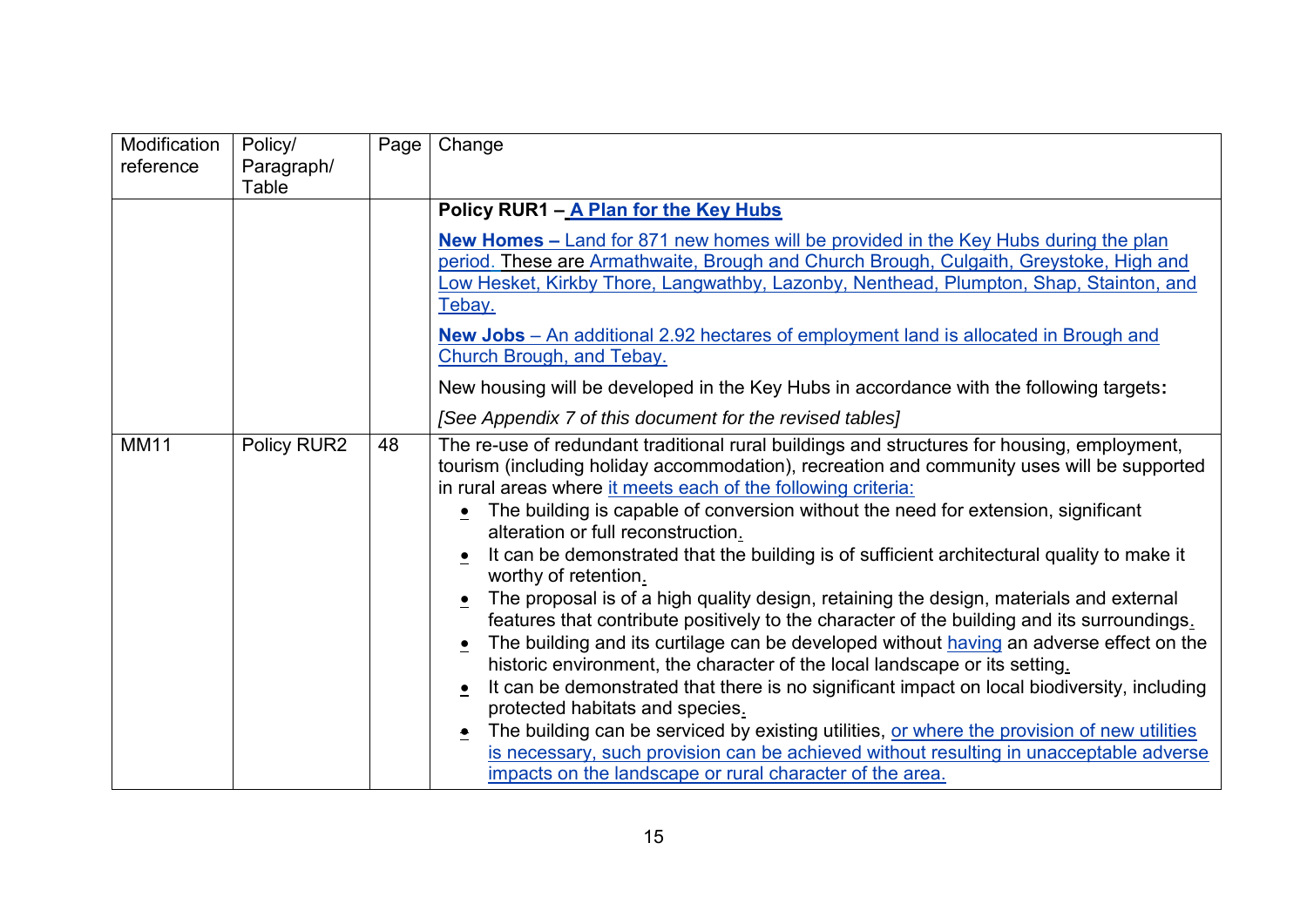| Modification reference | Policy/ Paragraph/ Table | Page | Change |
|---|---|---|---|
| | | | **Policy RUR1 – A Plan for the Key Hubs**<br><br>**New Homes –** Land for 871 new homes will be provided in the Key Hubs during the plan period. These are Armathwaite, Brough and Church Brough, Culgaith, Greystoke, High and Low Hesket, Kirkby Thore, Langwathby, Lazonby, Nenthead, Plumpton, Shap, Stainton, and Tebay.<br><br>**New Jobs** – An additional 2.92 hectares of employment land is allocated in Brough and Church Brough, and Tebay.<br><br>New housing will be developed in the Key Hubs in accordance with the following targets**:**<br><br>*[See Appendix 7 of this document for the revised tables]* |
| MM11 | Policy RUR2 | 48 | The re-use of redundant traditional rural buildings and structures for housing, employment, tourism (including holiday accommodation), recreation and community uses will be supported in rural areas where it meets each of the following criteria:<br>• The building is capable of conversion without the need for extension, significant alteration or full reconstruction.<br>• It can be demonstrated that the building is of sufficient architectural quality to make it worthy of retention.<br>• The proposal is of a high quality design, retaining the design, materials and external features that contribute positively to the character of the building and its surroundings.<br>• The building and its curtilage can be developed without having an adverse effect on the historic environment, the character of the local landscape or its setting.<br>• It can be demonstrated that there is no significant impact on local biodiversity, including protected habitats and species.<br>• The building can be serviced by existing utilities, or where the provision of new utilities is necessary, such provision can be achieved without resulting in unacceptable adverse impacts on the landscape or rural character of the area. |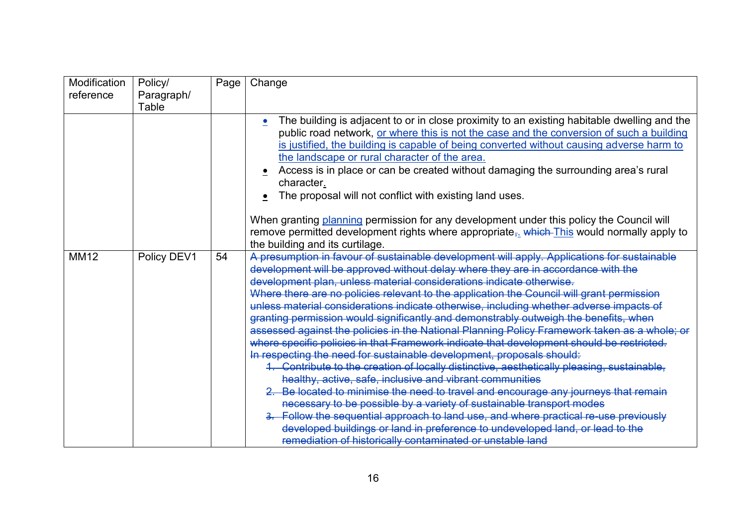| Modification reference | Policy/ Paragraph/ Table | Page | Change |
|---|---|---|---|
| | | | • The building is adjacent to or in close proximity to an existing habitable dwelling and the public road network, <u>or where this is not the case and the conversion of such a building is justified, the building is capable of being converted without causing adverse harm to the landscape or rural character of the area.</u><br>• Access is in place or can be created without damaging the surrounding area's rural character<u>.</u><br>• The proposal will not conflict with existing land uses.<br><br>When granting <u>planning</u> permission for any development under this policy the Council will remove permitted development rights where appropriate~~,~~<u>.</u> ~~which~~ <u>This</u> would normally apply to the building and its curtilage. |
| MM12 | Policy DEV1 | 54 | ~~A presumption in favour of sustainable development will apply. Applications for sustainable development will be approved without delay where they are in accordance with the development plan, unless material considerations indicate otherwise.~~<br>~~Where there are no policies relevant to the application the Council will grant permission unless material considerations indicate otherwise, including whether adverse impacts of granting permission would significantly and demonstrably outweigh the benefits, when assessed against the policies in the National Planning Policy Framework taken as a whole; or where specific policies in that Framework indicate that development should be restricted.~~<br>~~In respecting the need for sustainable development, proposals should:~~<br>~~1. Contribute to the creation of locally distinctive, aesthetically pleasing, sustainable, healthy, active, safe, inclusive and vibrant communities~~<br>~~2. Be located to minimise the need to travel and encourage any journeys that remain necessary to be possible by a variety of sustainable transport modes~~<br>~~3. Follow the sequential approach to land use, and where practical re-use previously developed buildings or land in preference to undeveloped land, or lead to the remediation of historically contaminated or unstable land~~ |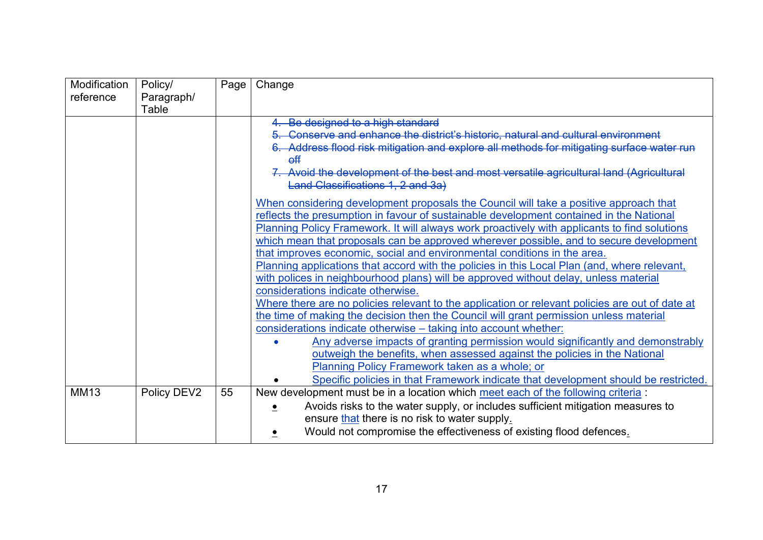| Modification reference | Policy/ Paragraph/ Table | Page | Change |
|---|---|---|---|
| | | | ~~4. Be designed to a high standard~~<br>~~5. Conserve and enhance the district's historic, natural and cultural environment~~<br>~~6. Address flood risk mitigation and explore all methods for mitigating surface water run off~~<br>~~7. Avoid the development of the best and most versatile agricultural land (Agricultural Land Classifications 1, 2 and 3a)~~<br><br><u>When considering development proposals the Council will take a positive approach that reflects the presumption in favour of sustainable development contained in the National Planning Policy Framework. It will always work proactively with applicants to find solutions which mean that proposals can be approved wherever possible, and to secure development that improves economic, social and environmental conditions in the area.</u><br><u>Planning applications that accord with the policies in this Local Plan (and, where relevant, with polices in neighbourhood plans) will be approved without delay, unless material considerations indicate otherwise.</u><br><u>Where there are no policies relevant to the application or relevant policies are out of date at the time of making the decision then the Council will grant permission unless material considerations indicate otherwise – taking into account whether:</u><br>• <u>Any adverse impacts of granting permission would significantly and demonstrably outweigh the benefits, when assessed against the policies in the National Planning Policy Framework taken as a whole; or</u><br>• <u>Specific policies in that Framework indicate that development should be restricted.</u> |
| MM13 | Policy DEV2 | 55 | New development must be in a location which <u>meet each of the following criteria</u> :<br><u>•</u> Avoids risks to the water supply, or includes sufficient mitigation measures to ensure <u>that</u> there is no risk to water supply<u>.</u><br><u>•</u> Would not compromise the effectiveness of existing flood defences<u>.</u> |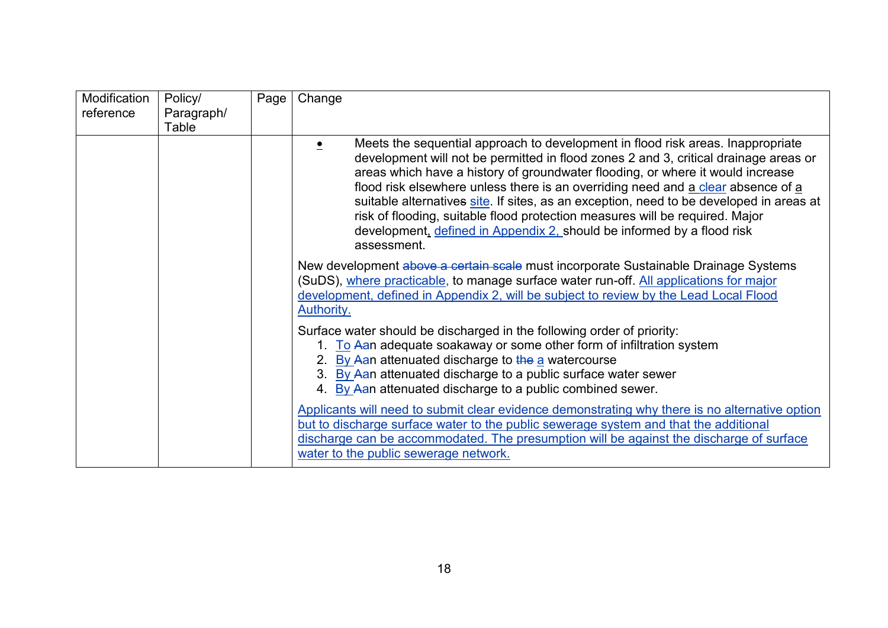| Modification reference | Policy/ Paragraph/ Table | Page | Change |
|---|---|---|---|
| | | | • Meets the sequential approach to development in flood risk areas. Inappropriate development will not be permitted in flood zones 2 and 3, critical drainage areas or areas which have a history of groundwater flooding, or where it would increase flood risk elsewhere unless there is an overriding need and a clear absence of a suitable alternatives site. If sites, as an exception, need to be developed in areas at risk of flooding, suitable flood protection measures will be required. Major development, defined in Appendix 2, should be informed by a flood risk assessment.<br><br>New development ~~above a certain scale~~ must incorporate Sustainable Drainage Systems (SuDS), where practicable, to manage surface water run-off. All applications for major development, defined in Appendix 2, will be subject to review by the Lead Local Flood Authority.<br><br>Surface water should be discharged in the following order of priority:<br>1. To ~~A~~an adequate soakaway or some other form of infiltration system<br>2. By ~~A~~an attenuated discharge to ~~the~~ a watercourse<br>3. By ~~A~~an attenuated discharge to a public surface water sewer<br>4. By ~~A~~an attenuated discharge to a public combined sewer.<br><br>Applicants will need to submit clear evidence demonstrating why there is no alternative option but to discharge surface water to the public sewerage system and that the additional discharge can be accommodated. The presumption will be against the discharge of surface water to the public sewerage network. |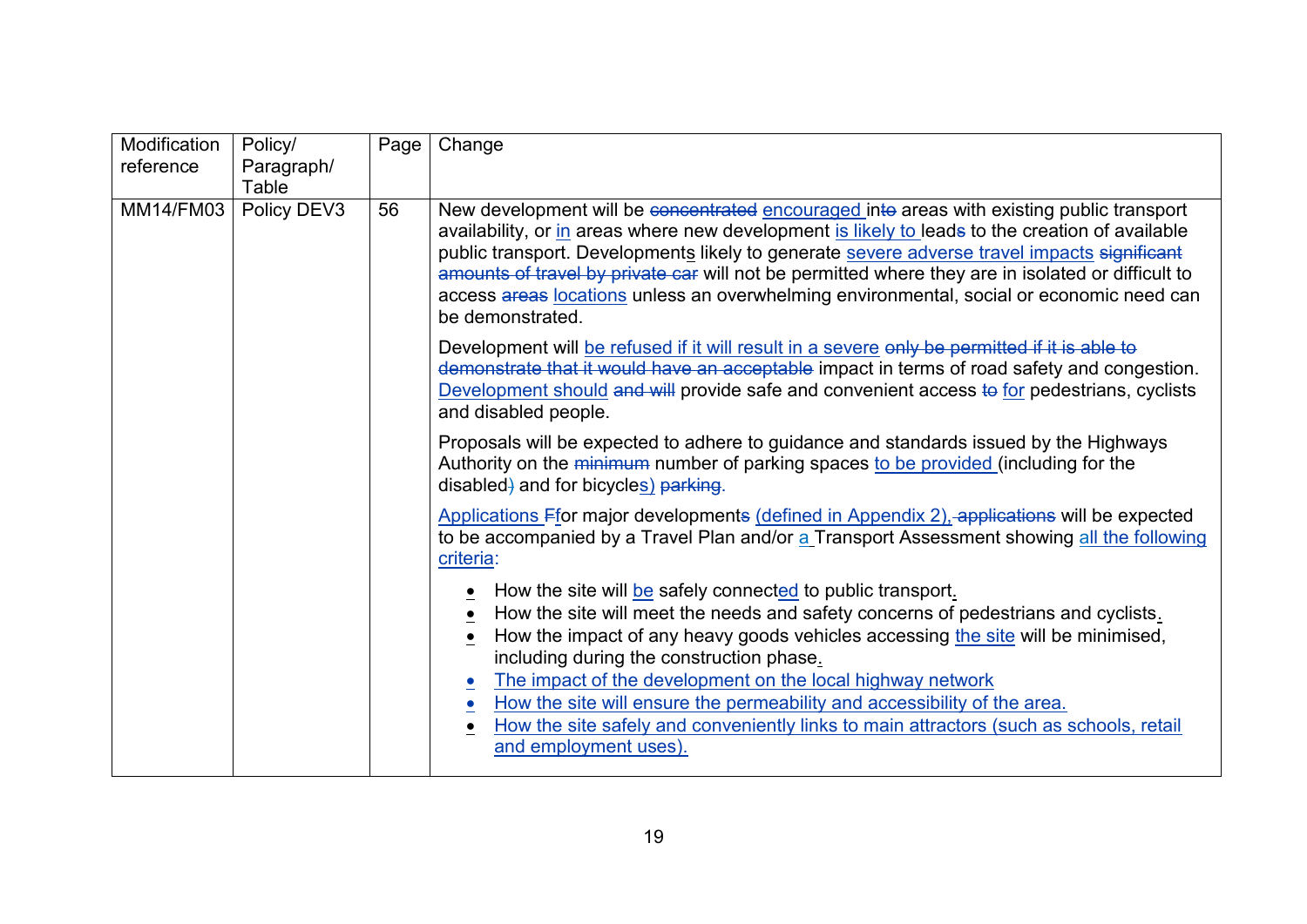| Modification reference | Policy/ Paragraph/ Table | Page | Change |
|---|---|---|---|
| MM14/FM03 | Policy DEV3 | 56 | New development will be ~~concentrated~~ encouraged in~~to~~ areas with existing public transport availability, or in areas where new development is likely to lead~~s~~ to the creation of available public transport. Developments likely to generate severe adverse travel impacts ~~significant amounts of travel by private car~~ will not be permitted where they are in isolated or difficult to access ~~areas~~ locations unless an overwhelming environmental, social or economic need can be demonstrated.<br><br>Development will be refused if it will result in a severe ~~only be permitted if it is able to demonstrate that it would have an acceptable~~ impact in terms of road safety and congestion. Development should ~~and will~~ provide safe and convenient access ~~to~~ for pedestrians, cyclists and disabled people.<br><br>Proposals will be expected to adhere to guidance and standards issued by the Highways Authority on the ~~minimum~~ number of parking spaces to be provided (including for the disabled~~)~~ and for bicycles) ~~parking~~.<br><br>Applications ~~F~~for major development~~s~~ (defined in Appendix 2), ~~applications~~ will be expected to be accompanied by a Travel Plan and/or a Transport Assessment showing all the following criteria:<br><br>• How the site will be safely connected to public transport.<br>• How the site will meet the needs and safety concerns of pedestrians and cyclists.<br>• How the impact of any heavy goods vehicles accessing the site will be minimised, including during the construction phase.<br>• The impact of the development on the local highway network<br>• How the site will ensure the permeability and accessibility of the area.<br>• How the site safely and conveniently links to main attractors (such as schools, retail and employment uses). |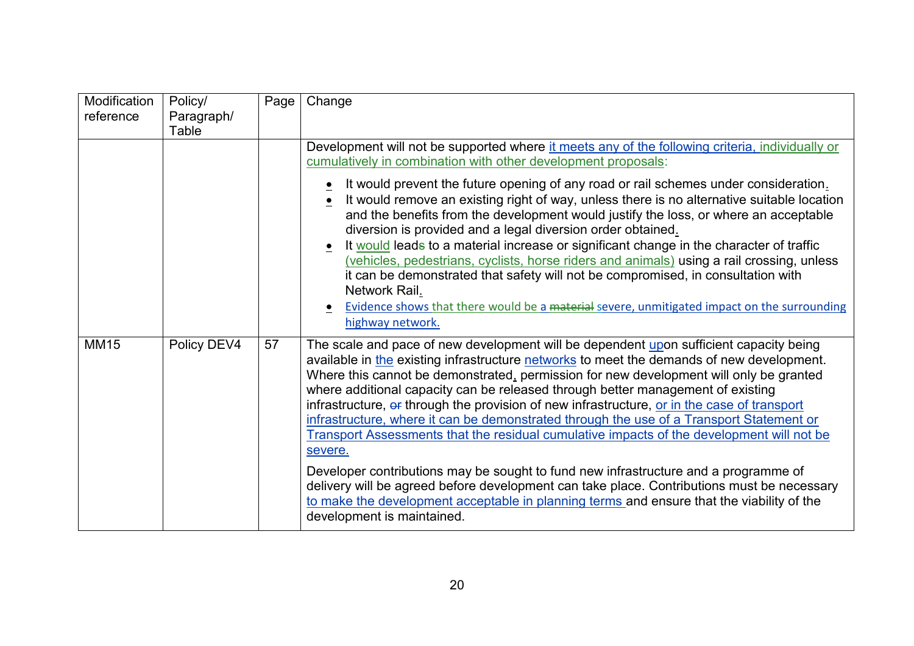| Modification reference | Policy/ Paragraph/ Table | Page | Change |
|---|---|---|---|
| | | | Development will not be supported where it meets any of the following criteria, individually or cumulatively in combination with other development proposals:<br><br>• It would prevent the future opening of any road or rail schemes under consideration.<br>• It would remove an existing right of way, unless there is no alternative suitable location and the benefits from the development would justify the loss, or where an acceptable diversion is provided and a legal diversion order obtained.<br>• It would leads to a material increase or significant change in the character of traffic (vehicles, pedestrians, cyclists, horse riders and animals) using a rail crossing, unless it can be demonstrated that safety will not be compromised, in consultation with Network Rail.<br>• Evidence shows that there would be a ~~material~~ severe, unmitigated impact on the surrounding highway network. |
| MM15 | Policy DEV4 | 57 | The scale and pace of new development will be dependent upon sufficient capacity being available in the existing infrastructure networks to meet the demands of new development. Where this cannot be demonstrated, permission for new development will only be granted where additional capacity can be released through better management of existing infrastructure, ~~or~~ through the provision of new infrastructure, or in the case of transport infrastructure, where it can be demonstrated through the use of a Transport Statement or Transport Assessments that the residual cumulative impacts of the development will not be severe.<br><br>Developer contributions may be sought to fund new infrastructure and a programme of delivery will be agreed before development can take place. Contributions must be necessary to make the development acceptable in planning terms and ensure that the viability of the development is maintained. |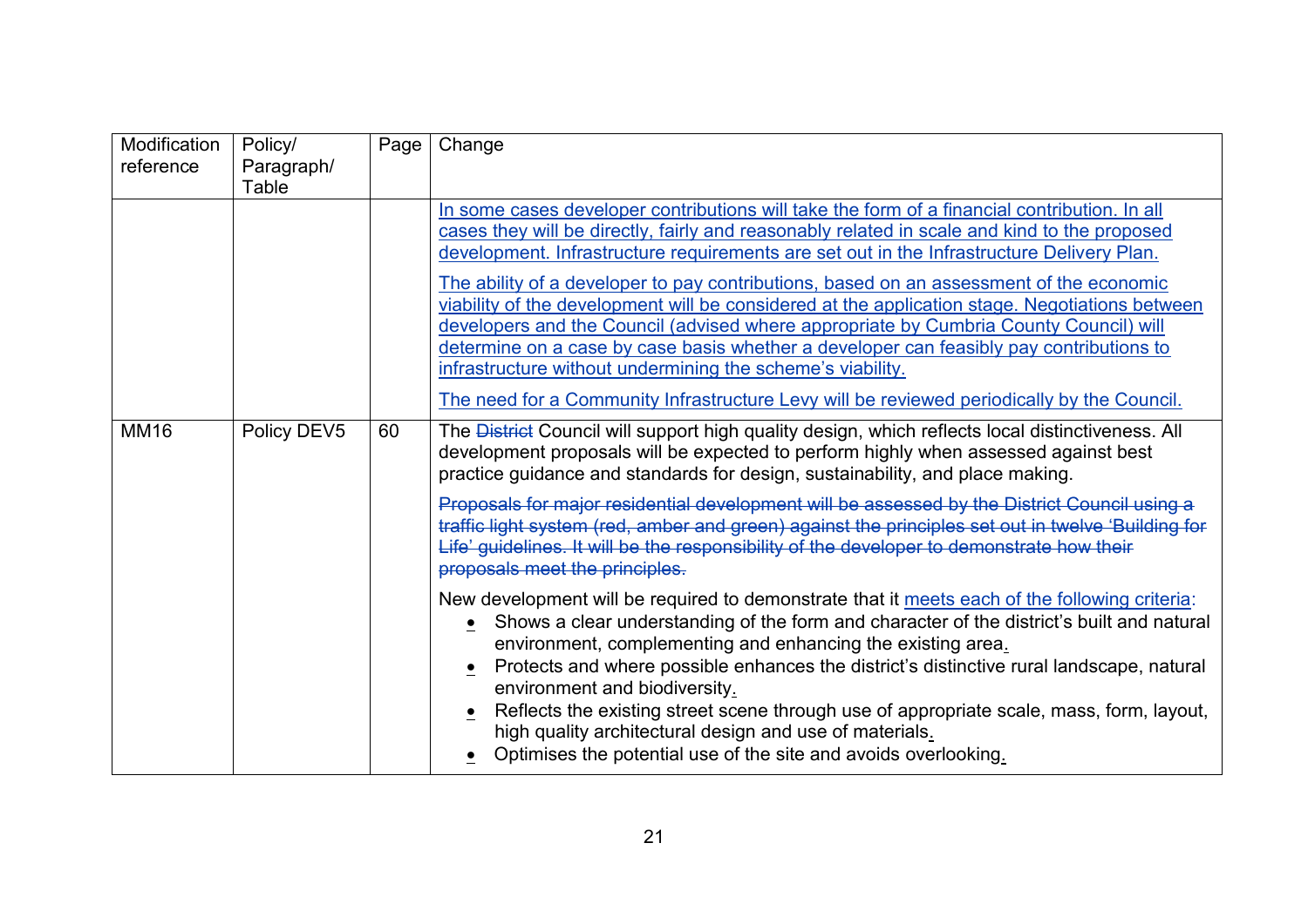| Modification reference | Policy/ Paragraph/ Table | Page | Change |
|---|---|---|---|
| | | | <u>In some cases developer contributions will take the form of a financial contribution. In all cases they will be directly, fairly and reasonably related in scale and kind to the proposed development. Infrastructure requirements are set out in the Infrastructure Delivery Plan.</u><br><br><u>The ability of a developer to pay contributions, based on an assessment of the economic viability of the development will be considered at the application stage. Negotiations between developers and the Council (advised where appropriate by Cumbria County Council) will determine on a case by case basis whether a developer can feasibly pay contributions to infrastructure without undermining the scheme's viability.</u><br><br><u>The need for a Community Infrastructure Levy will be reviewed periodically by the Council.</u> |
| MM16 | Policy DEV5 | 60 | The ~~District~~ Council will support high quality design, which reflects local distinctiveness. All development proposals will be expected to perform highly when assessed against best practice guidance and standards for design, sustainability, and place making.<br><br>~~Proposals for major residential development will be assessed by the District Council using a traffic light system (red, amber and green) against the principles set out in twelve 'Building for Life' guidelines. It will be the responsibility of the developer to demonstrate how their proposals meet the principles.~~<br><br>New development will be required to demonstrate that it <u>meets each of the following criteria</u>:<br>• Shows a clear understanding of the form and character of the district's built and natural environment, complementing and enhancing the existing area<u>.</u><br>• Protects and where possible enhances the district's distinctive rural landscape, natural environment and biodiversity<u>.</u><br>• Reflects the existing street scene through use of appropriate scale, mass, form, layout, high quality architectural design and use of materials<u>.</u><br>• Optimises the potential use of the site and avoids overlooking<u>.</u> |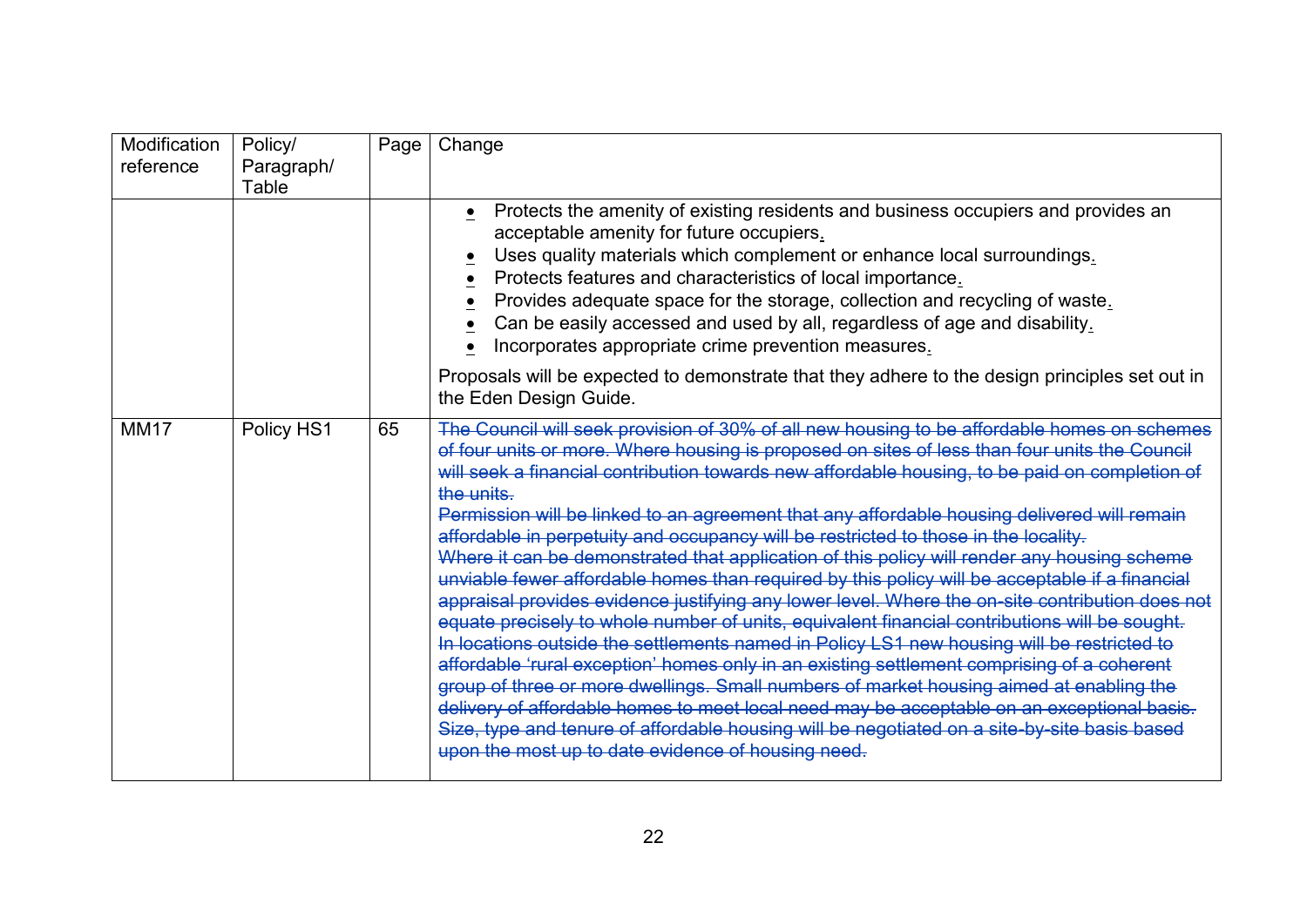| Modification reference | Policy/ Paragraph/ Table | Page | Change |
|---|---|---|---|
| | | | • Protects the amenity of existing residents and business occupiers and provides an acceptable amenity for future occupiers.<br>• Uses quality materials which complement or enhance local surroundings.<br>• Protects features and characteristics of local importance.<br>• Provides adequate space for the storage, collection and recycling of waste.<br>• Can be easily accessed and used by all, regardless of age and disability.<br>• Incorporates appropriate crime prevention measures.<br><br>Proposals will be expected to demonstrate that they adhere to the design principles set out in the Eden Design Guide. |
| MM17 | Policy HS1 | 65 | ~~The Council will seek provision of 30% of all new housing to be affordable homes on schemes of four units or more. Where housing is proposed on sites of less than four units the Council will seek a financial contribution towards new affordable housing, to be paid on completion of the units.~~<br>~~Permission will be linked to an agreement that any affordable housing delivered will remain affordable in perpetuity and occupancy will be restricted to those in the locality.~~<br>~~Where it can be demonstrated that application of this policy will render any housing scheme unviable fewer affordable homes than required by this policy will be acceptable if a financial appraisal provides evidence justifying any lower level. Where the on-site contribution does not equate precisely to whole number of units, equivalent financial contributions will be sought.~~<br>~~In locations outside the settlements named in Policy LS1 new housing will be restricted to affordable 'rural exception' homes only in an existing settlement comprising of a coherent group of three or more dwellings. Small numbers of market housing aimed at enabling the delivery of affordable homes to meet local need may be acceptable on an exceptional basis.~~<br>~~Size, type and tenure of affordable housing will be negotiated on a site-by-site basis based upon the most up to date evidence of housing need.~~ |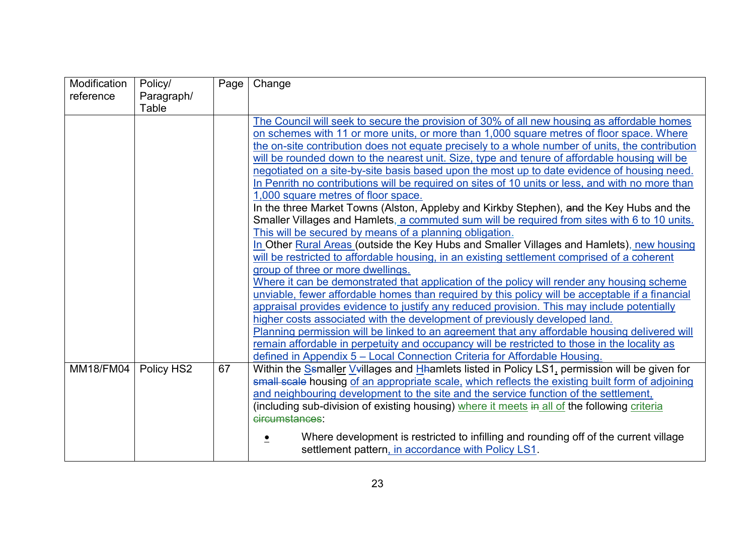| Modification reference | Policy/ Paragraph/ Table | Page | Change |
|---|---|---|---|
| | | | The Council will seek to secure the provision of 30% of all new housing as affordable homes on schemes with 11 or more units, or more than 1,000 square metres of floor space. Where the on-site contribution does not equate precisely to a whole number of units, the contribution will be rounded down to the nearest unit. Size, type and tenure of affordable housing will be negotiated on a site-by-site basis based upon the most up to date evidence of housing need. In Penrith no contributions will be required on sites of 10 units or less, and with no more than 1,000 square metres of floor space.<br>In the three Market Towns (Alston, Appleby and Kirkby Stephen), ~~and~~ the Key Hubs and the Smaller Villages and Hamlets, a commuted sum will be required from sites with 6 to 10 units. This will be secured by means of a planning obligation.<br>In Other Rural Areas (outside the Key Hubs and Smaller Villages and Hamlets), new housing will be restricted to affordable housing, in an existing settlement comprised of a coherent group of three or more dwellings.<br>Where it can be demonstrated that application of the policy will render any housing scheme unviable, fewer affordable homes than required by this policy will be acceptable if a financial appraisal provides evidence to justify any reduced provision. This may include potentially higher costs associated with the development of previously developed land.<br>Planning permission will be linked to an agreement that any affordable housing delivered will remain affordable in perpetuity and occupancy will be restricted to those in the locality as defined in Appendix 5 – Local Connection Criteria for Affordable Housing. |
| MM18/FM04 | Policy HS2 | 67 | Within the S~~s~~maller V~~v~~illages and H~~h~~amlets listed in Policy LS1, permission will be given for ~~small scale~~ housing of an appropriate scale, which reflects the existing built form of adjoining and neighbouring development to the site and the service function of the settlement, (including sub-division of existing housing) where it meets ~~in~~ all of the following criteria ~~circumstances~~:<br>• Where development is restricted to infilling and rounding off of the current village settlement pattern, in accordance with Policy LS1. |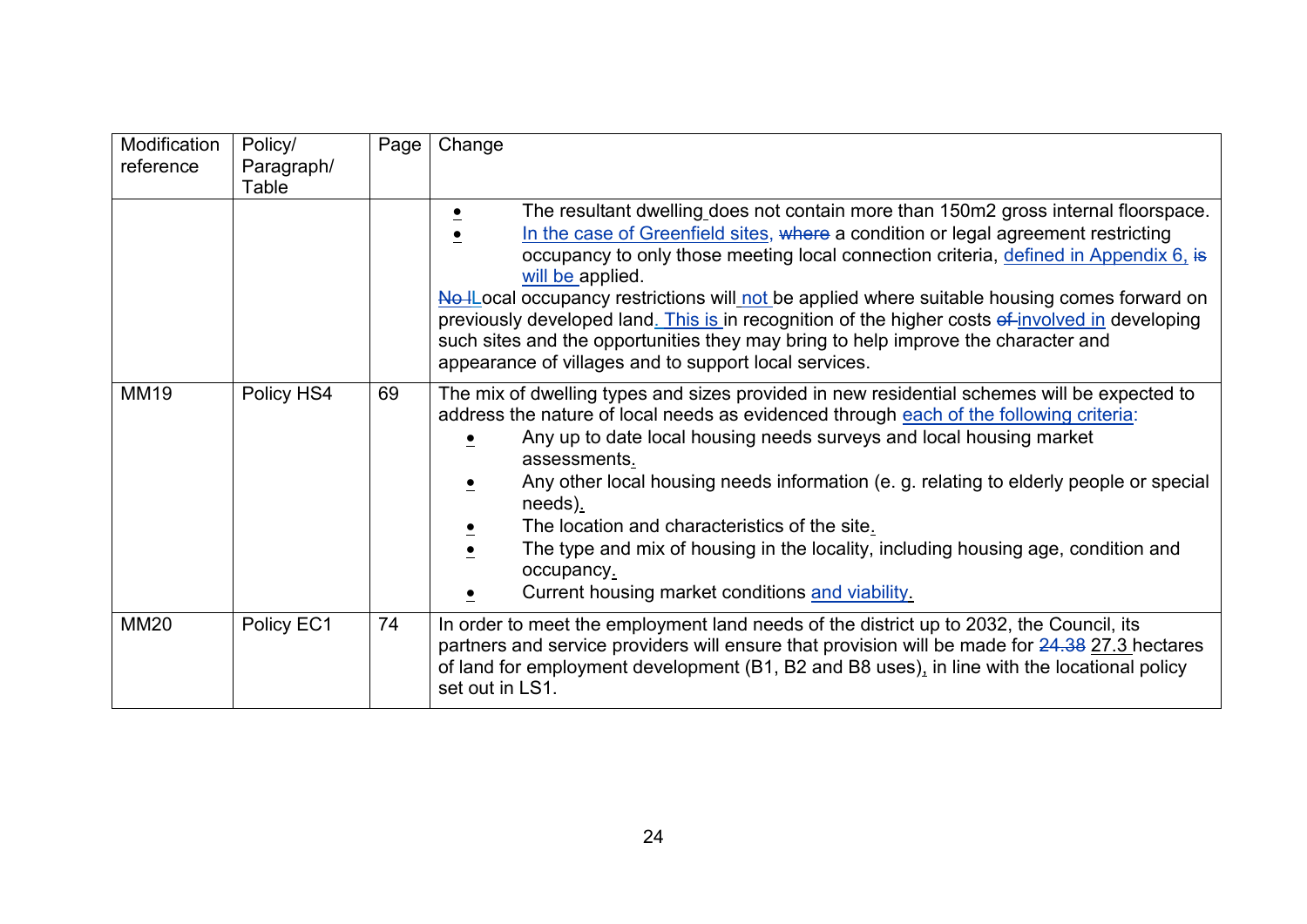| Modification reference | Policy/ Paragraph/ Table | Page | Change |
|---|---|---|---|
| | | | • The resultant dwelling does not contain more than 150m2 gross internal floorspace.<br>• In the case of Greenfield sites, ~~where~~ a condition or legal agreement restricting occupancy to only those meeting local connection criteria, defined in Appendix 6, ~~is~~ will be applied.<br>~~No l~~Local occupancy restrictions will not be applied where suitable housing comes forward on previously developed land. This is in recognition of the higher costs ~~of~~ involved in developing such sites and the opportunities they may bring to help improve the character and appearance of villages and to support local services. |
| MM19 | Policy HS4 | 69 | The mix of dwelling types and sizes provided in new residential schemes will be expected to address the nature of local needs as evidenced through each of the following criteria:<br>• Any up to date local housing needs surveys and local housing market assessments.<br>• Any other local housing needs information (e. g. relating to elderly people or special needs).<br>• The location and characteristics of the site.<br>• The type and mix of housing in the locality, including housing age, condition and occupancy.<br>• Current housing market conditions and viability. |
| MM20 | Policy EC1 | 74 | In order to meet the employment land needs of the district up to 2032, the Council, its partners and service providers will ensure that provision will be made for ~~24.38~~ 27.3 hectares of land for employment development (B1, B2 and B8 uses), in line with the locational policy set out in LS1. |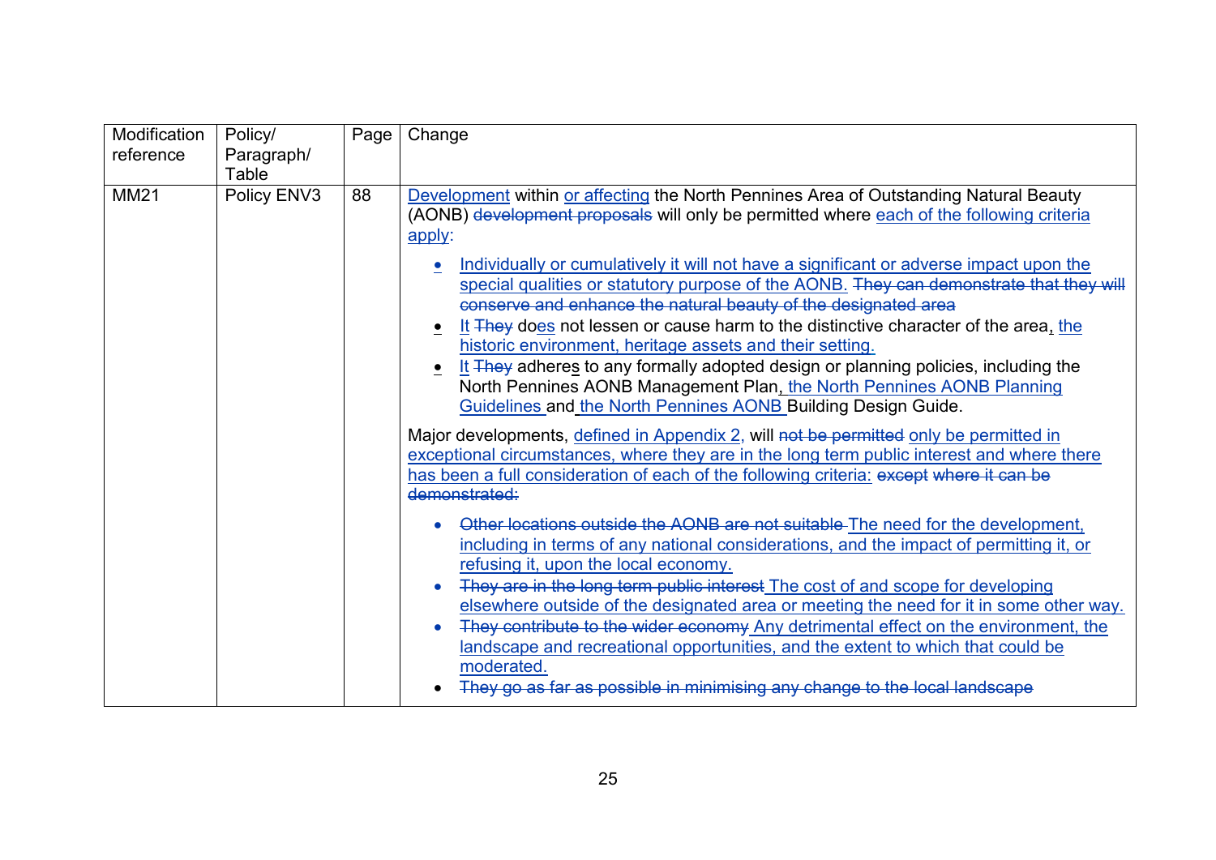| Modification reference | Policy/ Paragraph/ Table | Page | Change |
| --- | --- | --- | --- |
| MM21 | Policy ENV3 | 88 | Development within or affecting the North Pennines Area of Outstanding Natural Beauty (AONB) ~~development proposals~~ will only be permitted where each of the following criteria apply:<br><br>• Individually or cumulatively it will not have a significant or adverse impact upon the special qualities or statutory purpose of the AONB. ~~They can demonstrate that they will conserve and enhance the natural beauty of the designated area~~<br>• It ~~They~~ does not lessen or cause harm to the distinctive character of the area, the historic environment, heritage assets and their setting.<br>• It ~~They~~ adheres to any formally adopted design or planning policies, including the North Pennines AONB Management Plan, the North Pennines AONB Planning Guidelines and the North Pennines AONB Building Design Guide.<br><br>Major developments, defined in Appendix 2, will ~~not be permitted~~ only be permitted in exceptional circumstances, where they are in the long term public interest and where there has been a full consideration of each of the following criteria: ~~except where it can be demonstrated:~~<br><br>• ~~Other locations outside the AONB are not suitable~~ The need for the development, including in terms of any national considerations, and the impact of permitting it, or refusing it, upon the local economy.<br>• ~~They are in the long term public interest~~ The cost of and scope for developing elsewhere outside of the designated area or meeting the need for it in some other way.<br>• ~~They contribute to the wider economy~~ Any detrimental effect on the environment, the landscape and recreational opportunities, and the extent to which that could be moderated.<br>• ~~They go as far as possible in minimising any change to the local landscape~~ |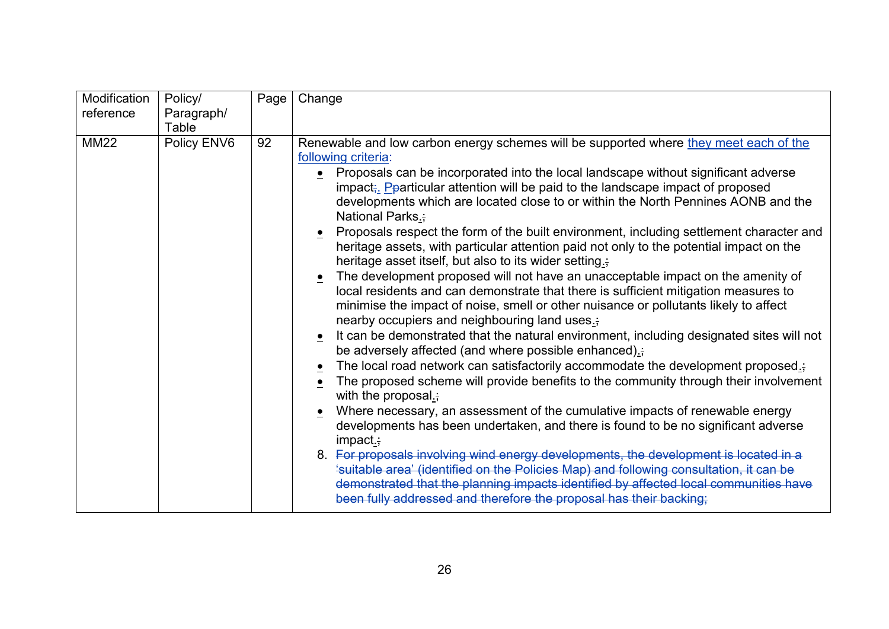| Modification reference | Policy/ Paragraph/ Table | Page | Change |
|---|---|---|---|
| MM22 | Policy ENV6 | 92 | Renewable and low carbon energy schemes will be supported where <u>they meet each of the following criteria</u>:<br>• Proposals can be incorporated into the local landscape without significant adverse impact~~;~~<u>.</u> <u>P</u>~~p~~articular attention will be paid to the landscape impact of proposed developments which are located close to or within the North Pennines AONB and the National Parks<u>.</u>~~;~~<br>• Proposals respect the form of the built environment, including settlement character and heritage assets, with particular attention paid not only to the potential impact on the heritage asset itself, but also to its wider setting<u>.</u>~~;~~<br>• The development proposed will not have an unacceptable impact on the amenity of local residents and can demonstrate that there is sufficient mitigation measures to minimise the impact of noise, smell or other nuisance or pollutants likely to affect nearby occupiers and neighbouring land uses<u>.</u>~~;~~<br>• It can be demonstrated that the natural environment, including designated sites will not be adversely affected (and where possible enhanced)<u>.</u>~~;~~<br>• The local road network can satisfactorily accommodate the development proposed<u>.</u>~~;~~<br>• The proposed scheme will provide benefits to the community through their involvement with the proposal<u>.</u>~~;~~<br>• Where necessary, an assessment of the cumulative impacts of renewable energy developments has been undertaken, and there is found to be no significant adverse impact<u>.</u>~~;~~<br>8. ~~For proposals involving wind energy developments, the development is located in a 'suitable area' (identified on the Policies Map) and following consultation, it can be demonstrated that the planning impacts identified by affected local communities have been fully addressed and therefore the proposal has their backing;~~ |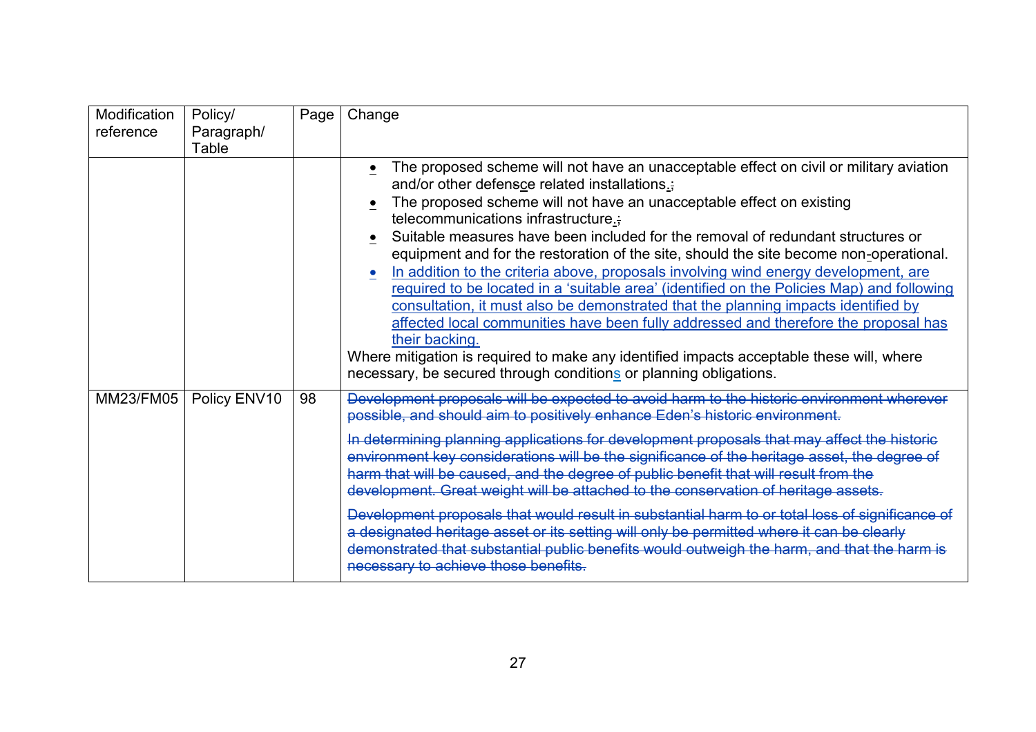| Modification reference | Policy/ Paragraph/ Table | Page | Change |
|---|---|---|---|
| | | | • The proposed scheme will not have an unacceptable effect on civil or military aviation and/or other defensce related installations.; <br>• The proposed scheme will not have an unacceptable effect on existing telecommunications infrastructure.; <br>• Suitable measures have been included for the removal of redundant structures or equipment and for the restoration of the site, should the site become non-operational. <br>• In addition to the criteria above, proposals involving wind energy development, are required to be located in a 'suitable area' (identified on the Policies Map) and following consultation, it must also be demonstrated that the planning impacts identified by affected local communities have been fully addressed and therefore the proposal has their backing. <br>Where mitigation is required to make any identified impacts acceptable these will, where necessary, be secured through conditions or planning obligations. |
| MM23/FM05 | Policy ENV10 | 98 | ~~Development proposals will be expected to avoid harm to the historic environment wherever possible, and should aim to positively enhance Eden's historic environment.~~ <br><br>~~In determining planning applications for development proposals that may affect the historic environment key considerations will be the significance of the heritage asset, the degree of harm that will be caused, and the degree of public benefit that will result from the development. Great weight will be attached to the conservation of heritage assets.~~ <br><br>~~Development proposals that would result in substantial harm to or total loss of significance of a designated heritage asset or its setting will only be permitted where it can be clearly demonstrated that substantial public benefits would outweigh the harm, and that the harm is necessary to achieve those benefits.~~ |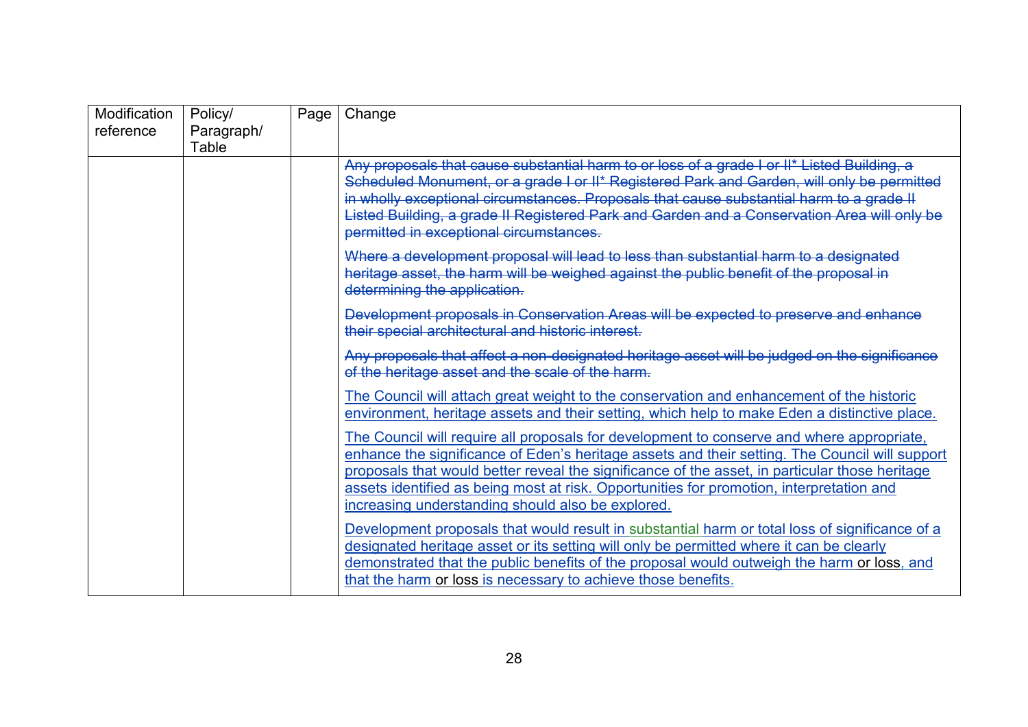| Modification reference | Policy/ Paragraph/ Table | Page | Change |
|---|---|---|---|
| | | | ~~Any proposals that cause substantial harm to or loss of a grade I or II* Listed Building, a Scheduled Monument, or a grade I or II* Registered Park and Garden, will only be permitted in wholly exceptional circumstances. Proposals that cause substantial harm to a grade II Listed Building, a grade II Registered Park and Garden and a Conservation Area will only be permitted in exceptional circumstances.~~<br><br>~~Where a development proposal will lead to less than substantial harm to a designated heritage asset, the harm will be weighed against the public benefit of the proposal in determining the application.~~<br><br>~~Development proposals in Conservation Areas will be expected to preserve and enhance their special architectural and historic interest.~~<br><br>~~Any proposals that affect a non-designated heritage asset will be judged on the significance of the heritage asset and the scale of the harm.~~<br><br><u>The Council will attach great weight to the conservation and enhancement of the historic environment, heritage assets and their setting, which help to make Eden a distinctive place.</u><br><br><u>The Council will require all proposals for development to conserve and where appropriate, enhance the significance of Eden's heritage assets and their setting. The Council will support proposals that would better reveal the significance of the asset, in particular those heritage assets identified as being most at risk. Opportunities for promotion, interpretation and increasing understanding should also be explored.</u><br><br><u>Development proposals that would result in substantial harm or total loss of significance of a designated heritage asset or its setting will only be permitted where it can be clearly demonstrated that the public benefits of the proposal would outweigh the harm or loss, and that the harm or loss is necessary to achieve those benefits.</u> |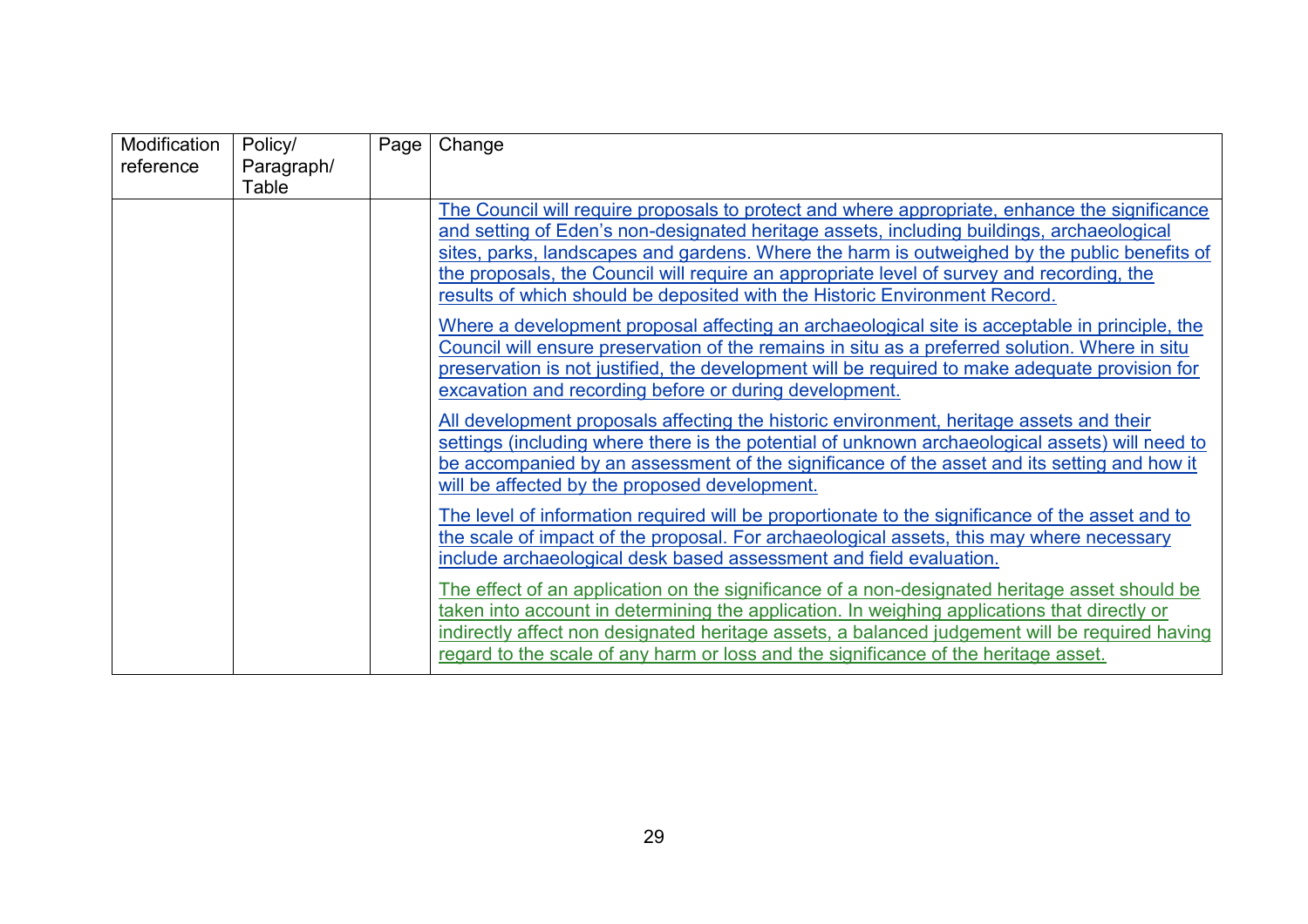| Modification reference | Policy/ Paragraph/ Table | Page | Change |
|---|---|---|---|
| | | | The Council will require proposals to protect and where appropriate, enhance the significance and setting of Eden's non-designated heritage assets, including buildings, archaeological sites, parks, landscapes and gardens. Where the harm is outweighed by the public benefits of the proposals, the Council will require an appropriate level of survey and recording, the results of which should be deposited with the Historic Environment Record.<br><br>Where a development proposal affecting an archaeological site is acceptable in principle, the Council will ensure preservation of the remains in situ as a preferred solution. Where in situ preservation is not justified, the development will be required to make adequate provision for excavation and recording before or during development.<br><br>All development proposals affecting the historic environment, heritage assets and their settings (including where there is the potential of unknown archaeological assets) will need to be accompanied by an assessment of the significance of the asset and its setting and how it will be affected by the proposed development.<br><br>The level of information required will be proportionate to the significance of the asset and to the scale of impact of the proposal. For archaeological assets, this may where necessary include archaeological desk based assessment and field evaluation.<br><br>The effect of an application on the significance of a non-designated heritage asset should be taken into account in determining the application. In weighing applications that directly or indirectly affect non designated heritage assets, a balanced judgement will be required having regard to the scale of any harm or loss and the significance of the heritage asset. |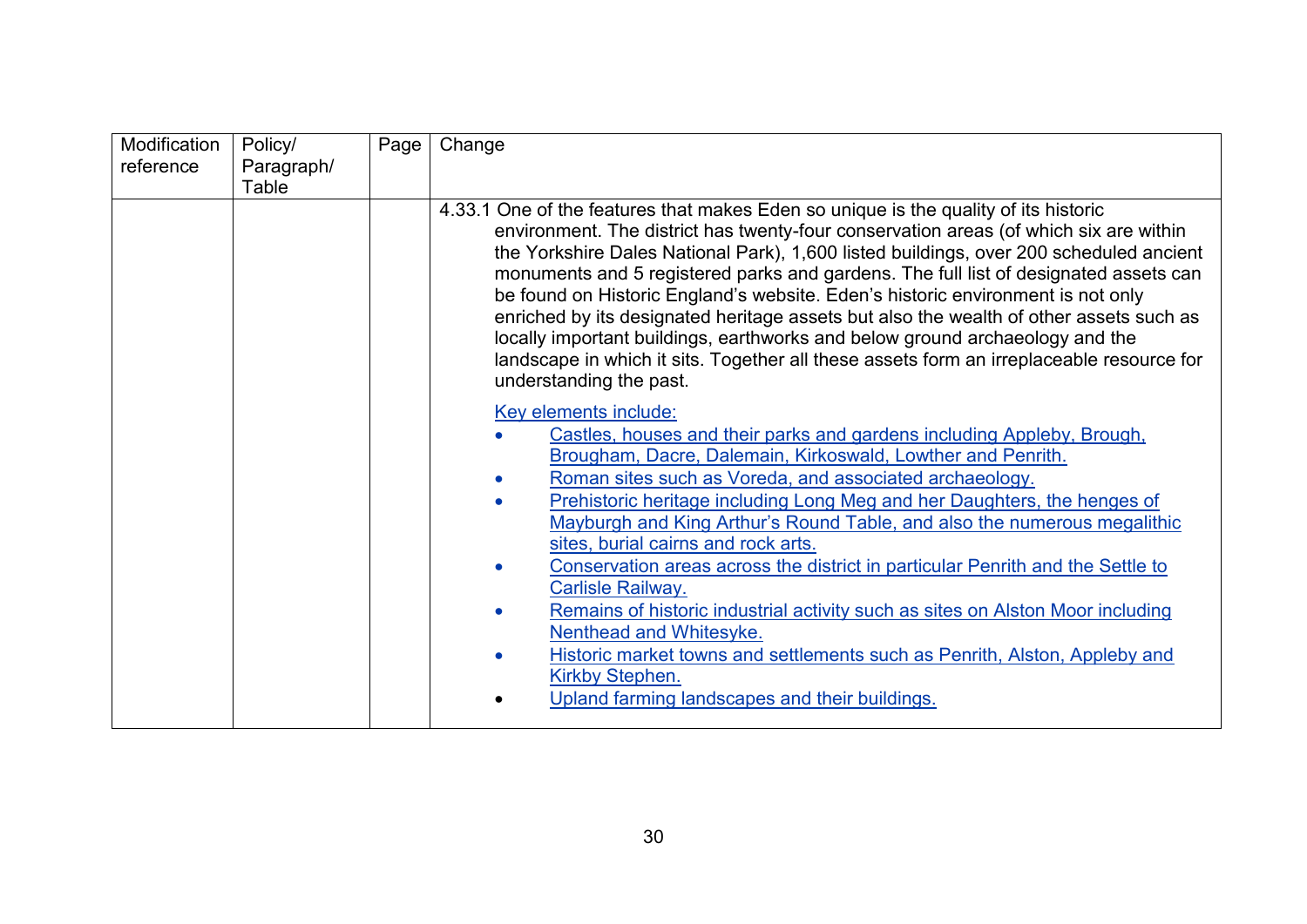| Modification reference | Policy/ Paragraph/ Table | Page | Change |
|---|---|---|---|
| | | | 4.33.1 One of the features that makes Eden so unique is the quality of its historic environment. The district has twenty-four conservation areas (of which six are within the Yorkshire Dales National Park), 1,600 listed buildings, over 200 scheduled ancient monuments and 5 registered parks and gardens. The full list of designated assets can be found on Historic England's website. Eden's historic environment is not only enriched by its designated heritage assets but also the wealth of other assets such as locally important buildings, earthworks and below ground archaeology and the landscape in which it sits. Together all these assets form an irreplaceable resource for understanding the past.<br><br><u>Key elements include:</u><br>• <u>Castles, houses and their parks and gardens including Appleby, Brough, Brougham, Dacre, Dalemain, Kirkoswald, Lowther and Penrith.</u><br>• <u>Roman sites such as Voreda, and associated archaeology.</u><br>• <u>Prehistoric heritage including Long Meg and her Daughters, the henges of Mayburgh and King Arthur's Round Table, and also the numerous megalithic sites, burial cairns and rock arts.</u><br>• <u>Conservation areas across the district in particular Penrith and the Settle to Carlisle Railway.</u><br>• <u>Remains of historic industrial activity such as sites on Alston Moor including Nenthead and Whitesyke.</u><br>• <u>Historic market towns and settlements such as Penrith, Alston, Appleby and Kirkby Stephen.</u><br>• <u>Upland farming landscapes and their buildings.</u> |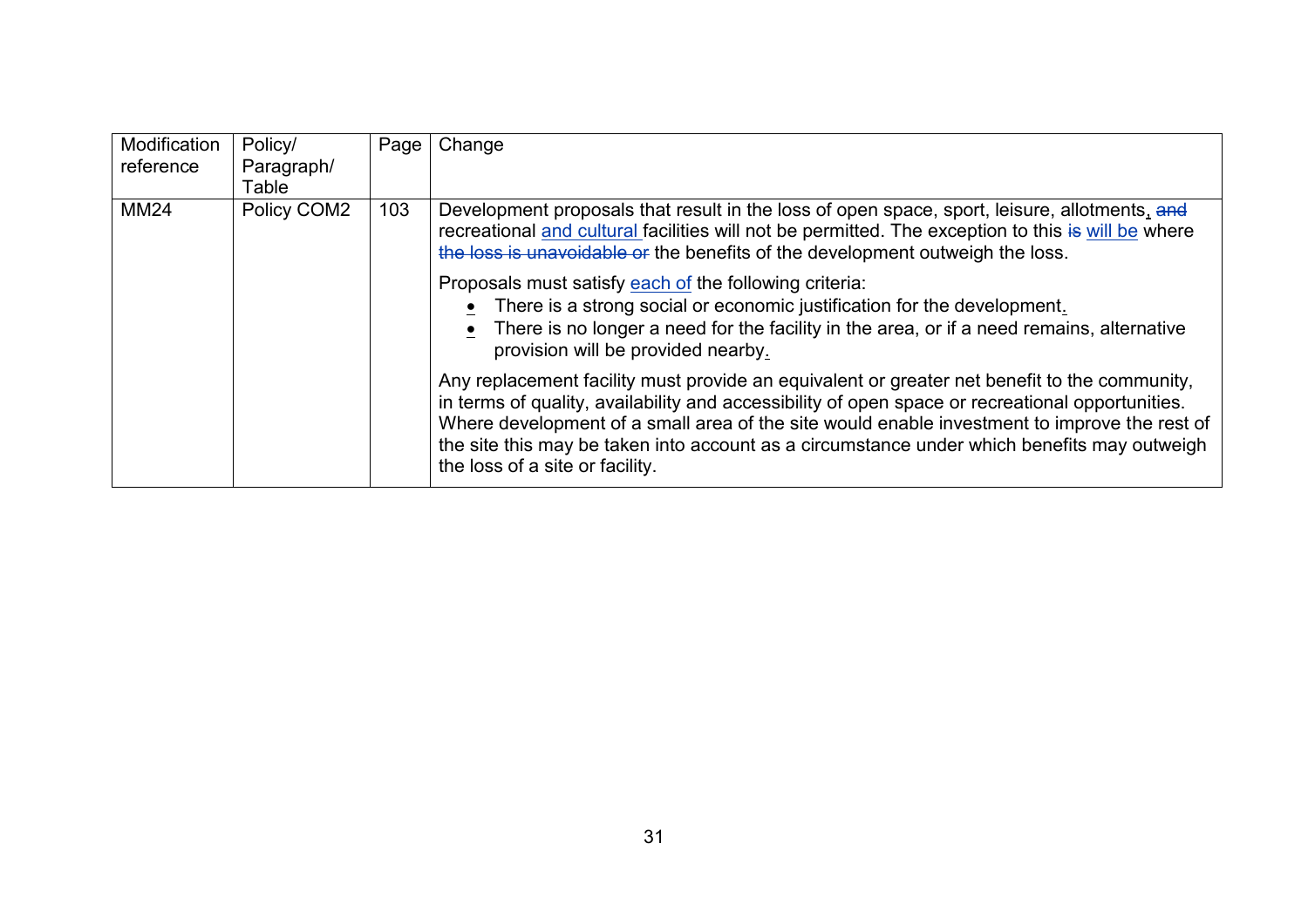| Modification reference | Policy/ Paragraph/ Table | Page | Change |
|---|---|---|---|
| MM24 | Policy COM2 | 103 | Development proposals that result in the loss of open space, sport, leisure, allotments, ~~and~~ recreational and cultural facilities will not be permitted. The exception to this ~~is~~ will be where ~~the loss is unavoidable or~~ the benefits of the development outweigh the loss.<br><br>Proposals must satisfy each of the following criteria:<br>• There is a strong social or economic justification for the development.<br>• There is no longer a need for the facility in the area, or if a need remains, alternative provision will be provided nearby.<br><br>Any replacement facility must provide an equivalent or greater net benefit to the community, in terms of quality, availability and accessibility of open space or recreational opportunities. Where development of a small area of the site would enable investment to improve the rest of the site this may be taken into account as a circumstance under which benefits may outweigh the loss of a site or facility. |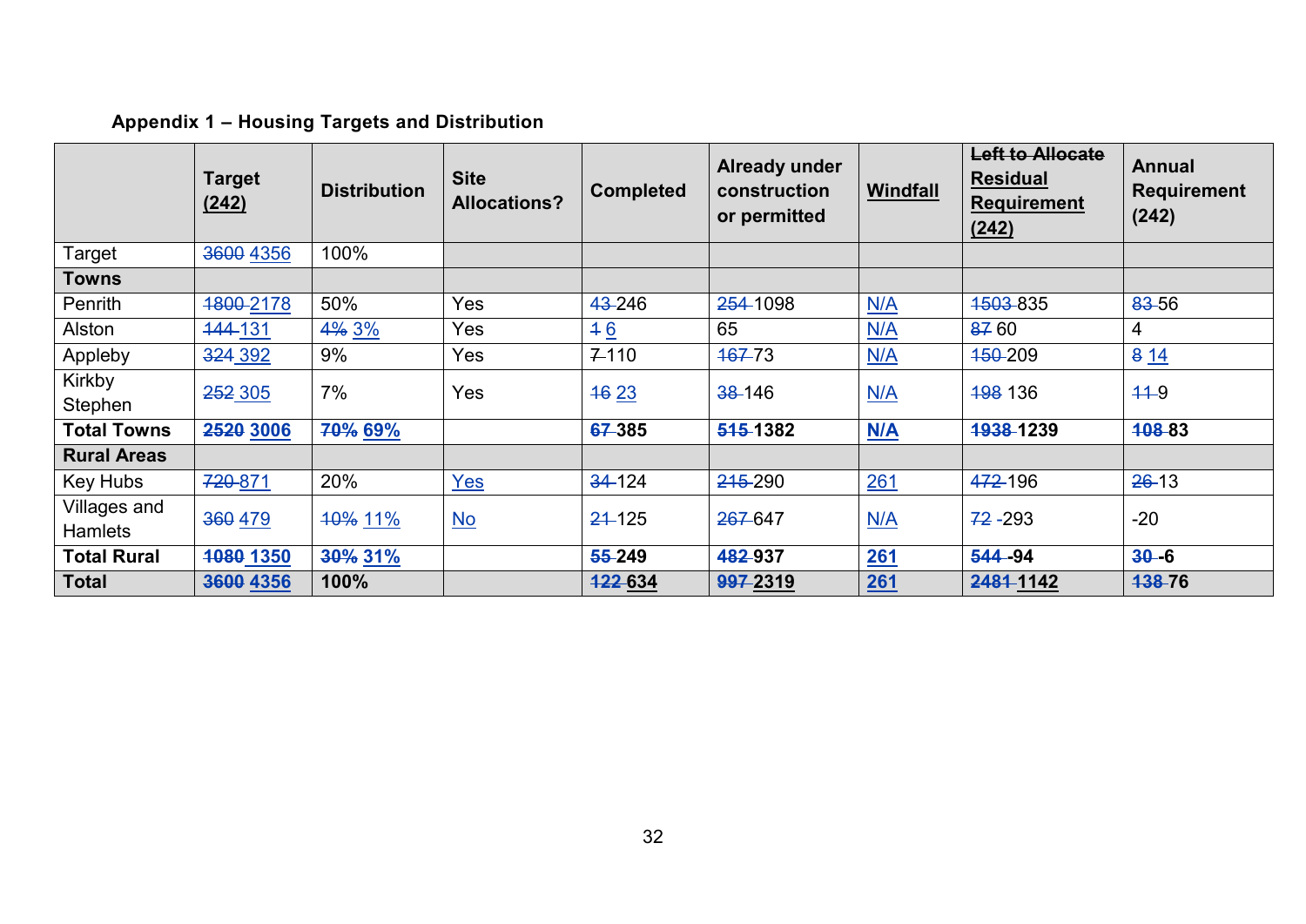**Appendix 1 – Housing Targets and Distribution**

| | Target (242) | Distribution | Site Allocations? | Completed | Already under construction or permitted | Windfall | ~~Left to Allocate~~ Residual Requirement (242) | Annual Requirement (242) |
|---|---|---|---|---|---|---|---|---|
| Target | ~~3600~~ 4356 | 100% | | | | | | |
| **Towns** | | | | | | | | |
| Penrith | ~~1800~~ 2178 | 50% | Yes | ~~43~~ 246 | ~~254~~ 1098 | N/A | ~~1503~~ 835 | ~~83~~ 56 |
| Alston | ~~144~~ 131 | ~~4%~~ 3% | Yes | ~~1~~ 6 | 65 | N/A | ~~87~~ 60 | 4 |
| Appleby | ~~324~~ 392 | 9% | Yes | ~~7~~ 110 | ~~167~~ 73 | N/A | ~~150~~ 209 | ~~8~~ 14 |
| Kirkby Stephen | ~~252~~ 305 | 7% | Yes | ~~16~~ 23 | ~~38~~ 146 | N/A | ~~198~~ 136 | ~~11~~ 9 |
| **Total Towns** | **~~2520~~ 3006** | **~~70%~~ 69%** | | **~~67~~ 385** | **~~515~~ 1382** | **N/A** | **~~1938~~ 1239** | **~~108~~ 83** |
| **Rural Areas** | | | | | | | | |
| Key Hubs | ~~720~~ 871 | 20% | Yes | ~~34~~ 124 | ~~215~~ 290 | 261 | ~~472~~ 196 | ~~26~~ 13 |
| Villages and Hamlets | ~~360~~ 479 | ~~10%~~ 11% | No | ~~21~~ 125 | ~~267~~ 647 | N/A | ~~72~~ -293 | -20 |
| **Total Rural** | **~~1080~~ 1350** | **~~30%~~ 31%** | | **~~55~~ 249** | **~~482~~ 937** | **261** | **~~544~~ -94** | **~~30~~ -6** |
| **Total** | **~~3600~~ 4356** | **100%** | | **~~122~~ 634** | **~~997~~ 2319** | **261** | **~~2481~~ 1142** | **~~138~~ 76** |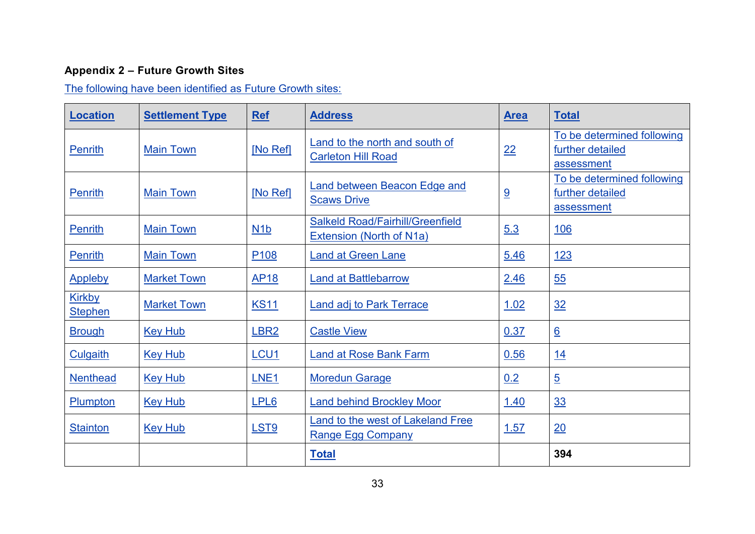## Appendix 2 – Future Growth Sites

The following have been identified as Future Growth sites:

| Location | Settlement Type | Ref | Address | Area | Total |
|---|---|---|---|---|---|
| Penrith | Main Town | [No Ref] | Land to the north and south of Carleton Hill Road | 22 | To be determined following further detailed assessment |
| Penrith | Main Town | [No Ref] | Land between Beacon Edge and Scaws Drive | 9 | To be determined following further detailed assessment |
| Penrith | Main Town | N1b | Salkeld Road/Fairhill/Greenfield Extension (North of N1a) | 5.3 | 106 |
| Penrith | Main Town | P108 | Land at Green Lane | 5.46 | 123 |
| Appleby | Market Town | AP18 | Land at Battlebarrow | 2.46 | 55 |
| Kirkby Stephen | Market Town | KS11 | Land adj to Park Terrace | 1.02 | 32 |
| Brough | Key Hub | LBR2 | Castle View | 0.37 | 6 |
| Culgaith | Key Hub | LCU1 | Land at Rose Bank Farm | 0.56 | 14 |
| Nenthead | Key Hub | LNE1 | Moredun Garage | 0.2 | 5 |
| Plumpton | Key Hub | LPL6 | Land behind Brockley Moor | 1.40 | 33 |
| Stainton | Key Hub | LST9 | Land to the west of Lakeland Free Range Egg Company | 1.57 | 20 |
| | | | **Total** | | **394** |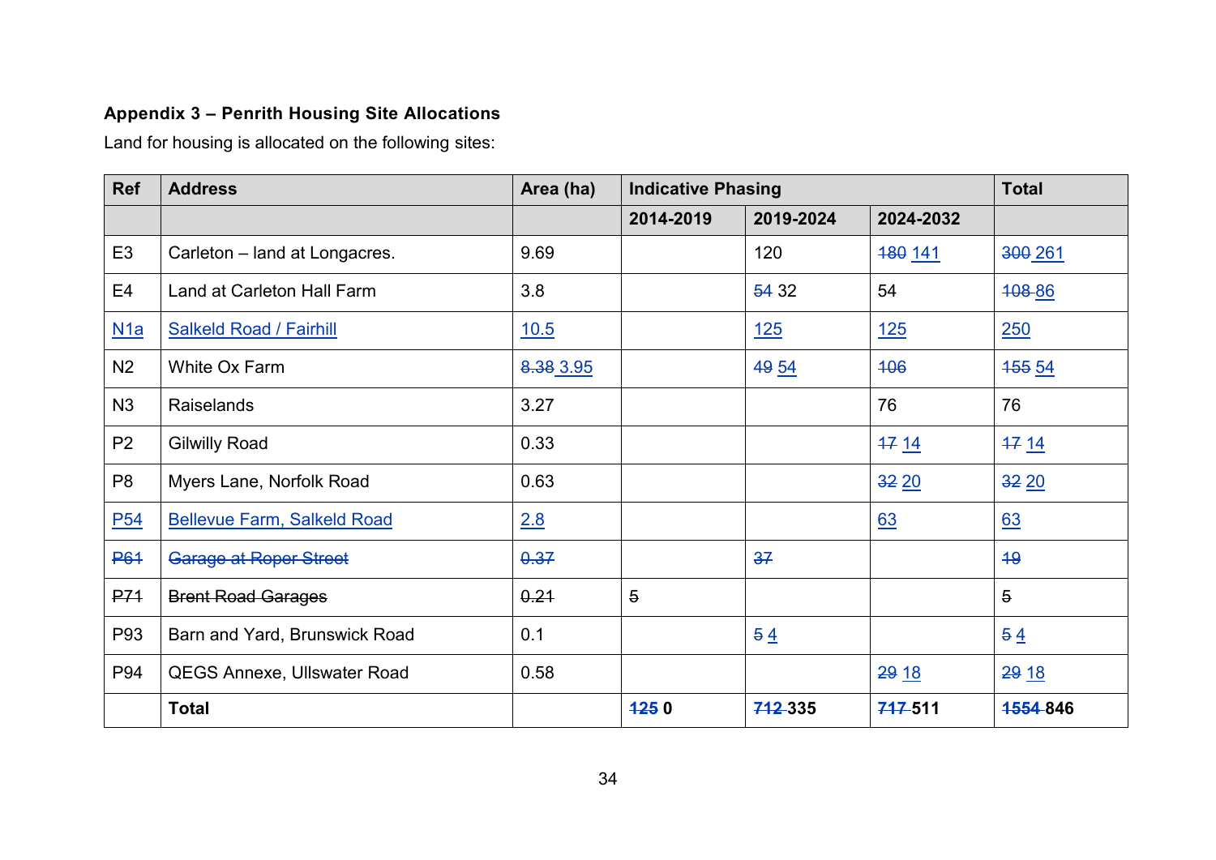**Appendix 3 – Penrith Housing Site Allocations**

Land for housing is allocated on the following sites:

| Ref | Address | Area (ha) | Indicative Phasing | | | Total |
|---|---|---|---|---|---|---|
| | | | 2014-2019 | 2019-2024 | 2024-2032 | |
| E3 | Carleton – land at Longacres. | 9.69 | | 120 | ~~180~~ 141 | ~~300~~ 261 |
| E4 | Land at Carleton Hall Farm | 3.8 | | ~~54~~ 32 | 54 | ~~108~~ 86 |
| N1a | Salkeld Road / Fairhill | 10.5 | | 125 | 125 | 250 |
| N2 | White Ox Farm | ~~8.38~~ 3.95 | | ~~49~~ 54 | ~~106~~ | ~~155~~ 54 |
| N3 | Raiselands | 3.27 | | | 76 | 76 |
| P2 | Gilwilly Road | 0.33 | | | ~~17~~ 14 | ~~17~~ 14 |
| P8 | Myers Lane, Norfolk Road | 0.63 | | | ~~32~~ 20 | ~~32~~ 20 |
| P54 | Bellevue Farm, Salkeld Road | 2.8 | | | 63 | 63 |
| ~~P61~~ | ~~Garage at Roper Street~~ | ~~0.37~~ | | ~~37~~ | | ~~19~~ |
| ~~P71~~ | ~~Brent Road Garages~~ | ~~0.21~~ | ~~5~~ | | | ~~5~~ |
| P93 | Barn and Yard, Brunswick Road | 0.1 | | ~~5~~ 4 | | ~~5~~ 4 |
| P94 | QEGS Annexe, Ullswater Road | 0.58 | | | ~~29~~ 18 | ~~29~~ 18 |
| | **Total** | | **~~125~~ 0** | **~~712~~ 335** | **~~717~~ 511** | **~~1554~~ 846** |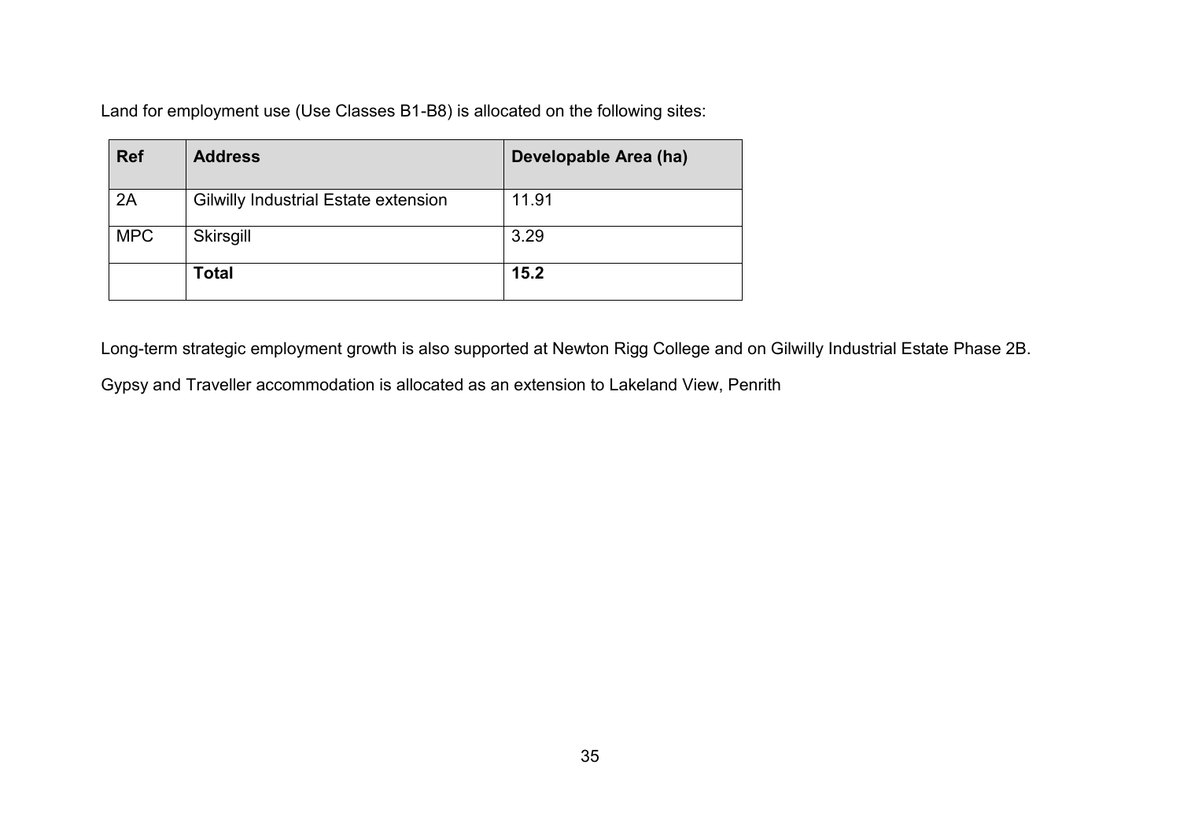Land for employment use (Use Classes B1-B8) is allocated on the following sites:

| Ref | Address | Developable Area (ha) |
| --- | --- | --- |
| 2A | Gilwilly Industrial Estate extension | 11.91 |
| MPC | Skirsgill | 3.29 |
| | **Total** | **15.2** |

Long-term strategic employment growth is also supported at Newton Rigg College and on Gilwilly Industrial Estate Phase 2B.

Gypsy and Traveller accommodation is allocated as an extension to Lakeland View, Penrith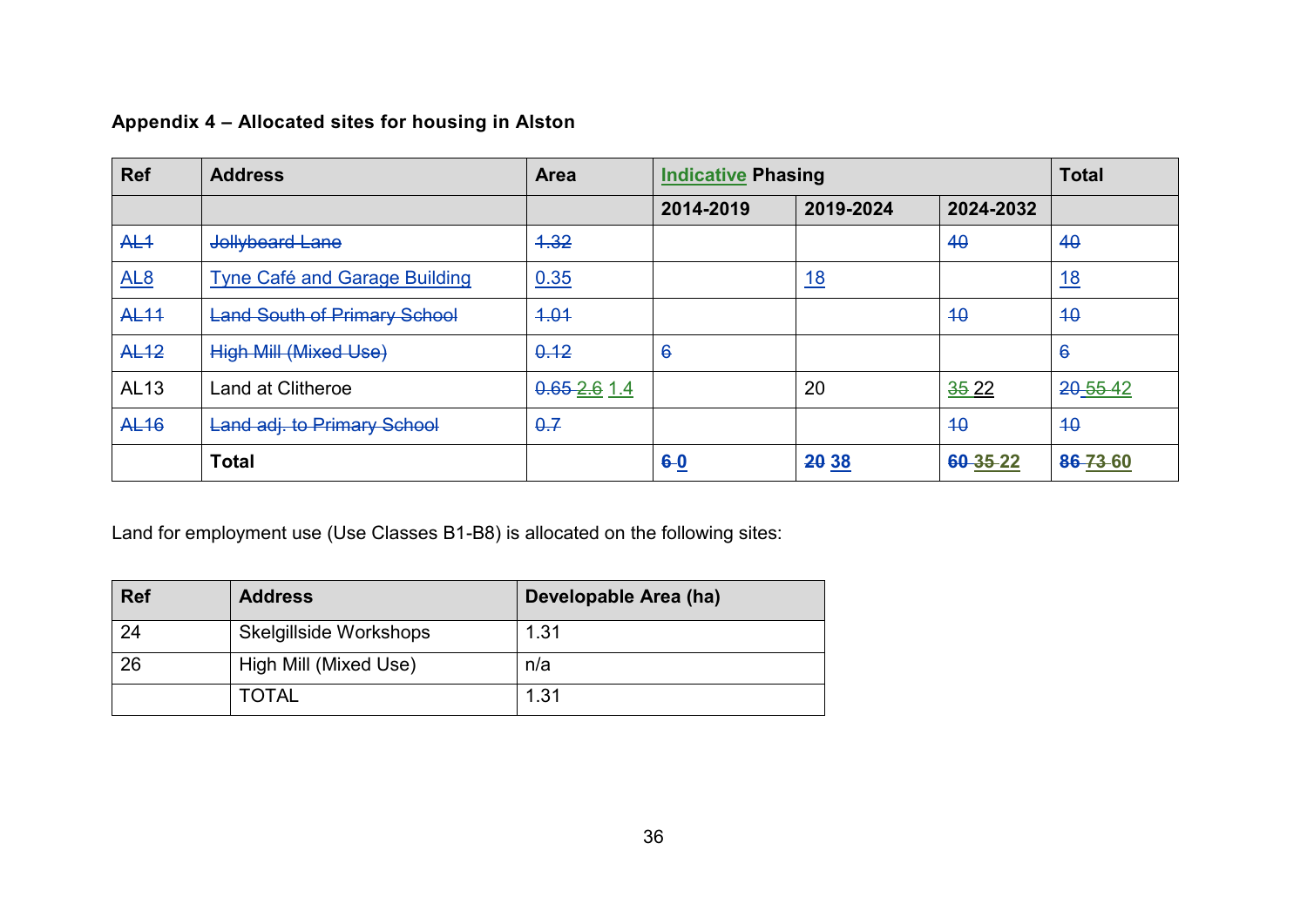**Appendix 4 – Allocated sites for housing in Alston**

| Ref | Address | Area | Indicative Phasing | | | Total |
|---|---|---|---|---|---|---|
| | | | 2014-2019 | 2019-2024 | 2024-2032 | |
| ~~AL1~~ | ~~Jollybeard Lane~~ | ~~1.32~~ | | | ~~40~~ | ~~40~~ |
| AL8 | Tyne Café and Garage Building | 0.35 | | 18 | | 18 |
| ~~AL11~~ | ~~Land South of Primary School~~ | ~~1.01~~ | | | ~~10~~ | ~~10~~ |
| ~~AL12~~ | ~~High Mill (Mixed Use)~~ | ~~0.12~~ | ~~6~~ | | | ~~6~~ |
| AL13 | Land at Clitheroe | ~~0.65~~ ~~2.6~~ 1.4 | | 20 | ~~35~~ 22 | ~~20~~ ~~55~~ 42 |
| ~~AL16~~ | ~~Land adj. to Primary School~~ | ~~0.7~~ | | | ~~10~~ | ~~10~~ |
| | **Total** | | **~~6~~ 0** | **~~20~~ 38** | **~~60~~ ~~35~~ 22** | **~~86~~ ~~73~~ 60** |

Land for employment use (Use Classes B1-B8) is allocated on the following sites:

| Ref | Address | Developable Area (ha) |
|---|---|---|
| 24 | Skelgillside Workshops | 1.31 |
| 26 | High Mill (Mixed Use) | n/a |
| | TOTAL | 1.31 |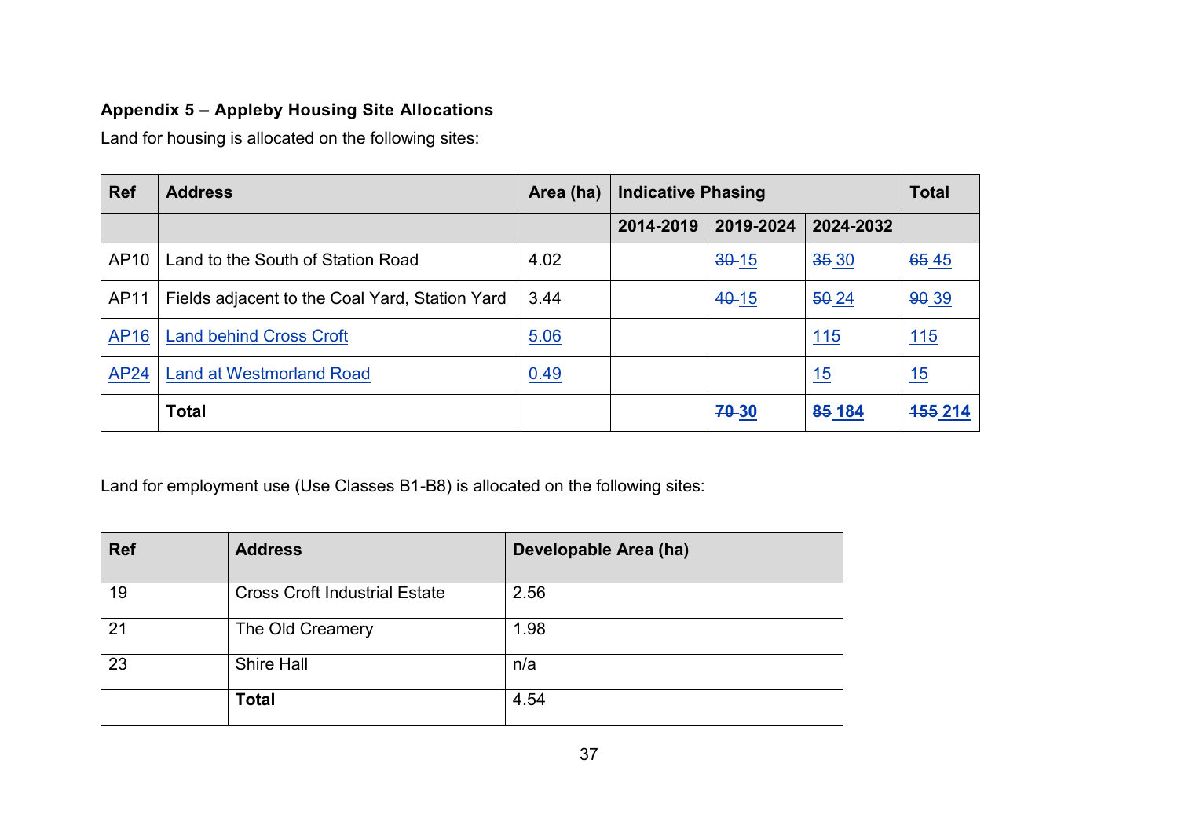**Appendix 5 – Appleby Housing Site Allocations**

Land for housing is allocated on the following sites:

| Ref | Address | Area (ha) | Indicative Phasing | | | Total |
|---|---|---|---|---|---|---|
| | | | 2014-2019 | 2019-2024 | 2024-2032 | |
| AP10 | Land to the South of Station Road | 4.02 | | ~~30~~ 15 | ~~35~~ 30 | ~~65~~ 45 |
| AP11 | Fields adjacent to the Coal Yard, Station Yard | 3.44 | | ~~40~~ 15 | ~~50~~ 24 | ~~90~~ 39 |
| AP16 | Land behind Cross Croft | 5.06 | | | 115 | 115 |
| AP24 | Land at Westmorland Road | 0.49 | | | 15 | 15 |
| | **Total** | | | **~~70~~ 30** | **~~85~~ 184** | **~~155~~ 214** |

Land for employment use (Use Classes B1-B8) is allocated on the following sites:

| Ref | Address | Developable Area (ha) |
|---|---|---|
| 19 | Cross Croft Industrial Estate | 2.56 |
| 21 | The Old Creamery | 1.98 |
| 23 | Shire Hall | n/a |
| | **Total** | 4.54 |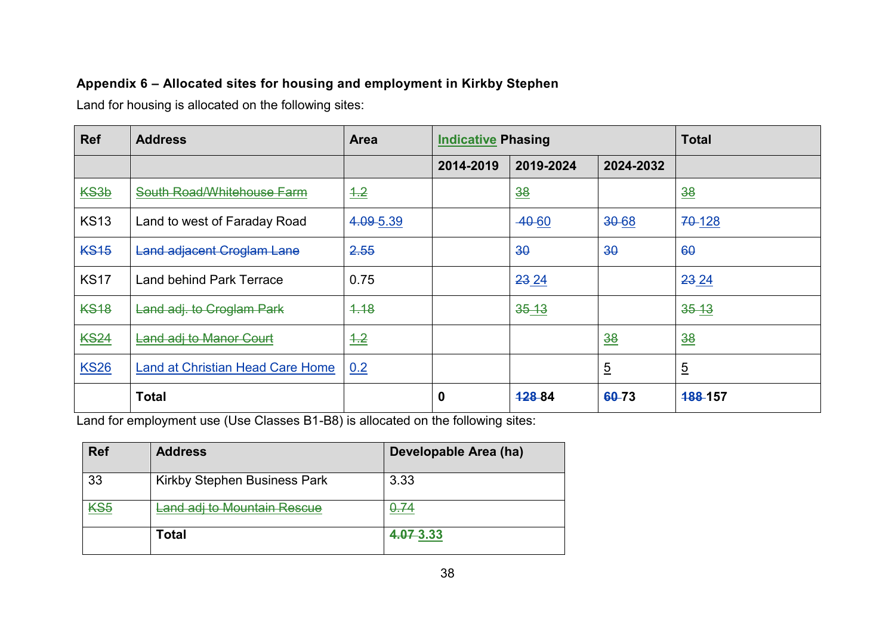**Appendix 6 – Allocated sites for housing and employment in Kirkby Stephen**

Land for housing is allocated on the following sites:

| Ref | Address | Area | Indicative Phasing | | | Total |
|---|---|---|---|---|---|---|
| | | | 2014-2019 | 2019-2024 | 2024-2032 | |
| KS3b | South Road/Whitehouse Farm | 1.2 | | 38 | | 38 |
| KS13 | Land to west of Faraday Road | 4.09 5.39 | | 40 60 | 30 68 | 70 128 |
| KS15 | Land adjacent Croglam Lane | 2.55 | | 30 | 30 | 60 |
| KS17 | Land behind Park Terrace | 0.75 | | 23 24 | | 23 24 |
| KS18 | Land adj. to Croglam Park | 1.18 | | 35 13 | | 35 13 |
| KS24 | Land adj to Manor Court | 1.2 | | | 38 | 38 |
| KS26 | Land at Christian Head Care Home | 0.2 | | | 5 | 5 |
| | **Total** | | **0** | **128 84** | **60 73** | **188 157** |

Land for employment use (Use Classes B1-B8) is allocated on the following sites:

| Ref | Address | Developable Area (ha) |
|---|---|---|
| 33 | Kirkby Stephen Business Park | 3.33 |
| KS5 | Land adj to Mountain Rescue | 0.74 |
| | **Total** | **4.07 3.33** |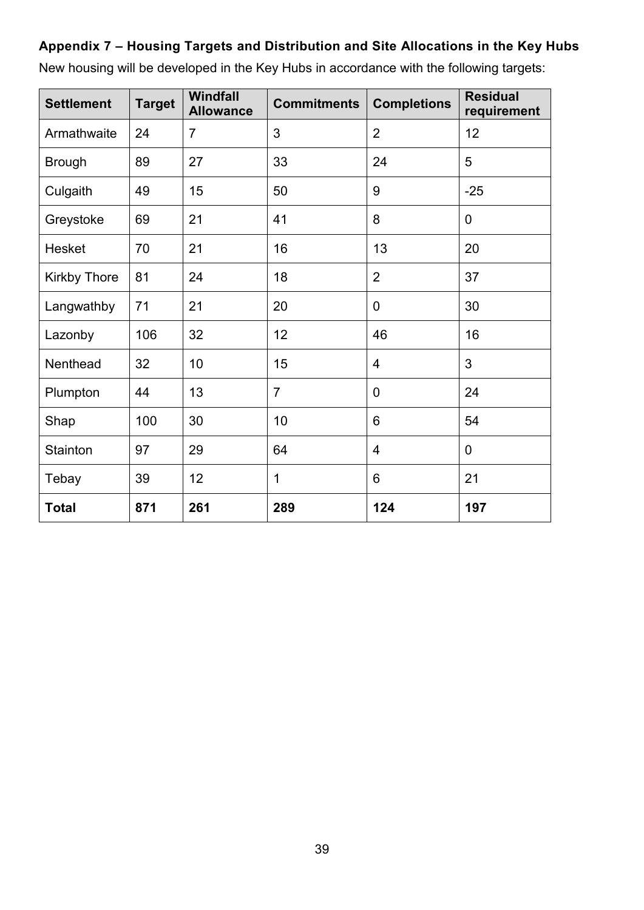**Appendix 7 – Housing Targets and Distribution and Site Allocations in the Key Hubs**

New housing will be developed in the Key Hubs in accordance with the following targets:

| Settlement | Target | Windfall Allowance | Commitments | Completions | Residual requirement |
|---|---|---|---|---|---|
| Armathwaite | 24 | 7 | 3 | 2 | 12 |
| Brough | 89 | 27 | 33 | 24 | 5 |
| Culgaith | 49 | 15 | 50 | 9 | -25 |
| Greystoke | 69 | 21 | 41 | 8 | 0 |
| Hesket | 70 | 21 | 16 | 13 | 20 |
| Kirkby Thore | 81 | 24 | 18 | 2 | 37 |
| Langwathby | 71 | 21 | 20 | 0 | 30 |
| Lazonby | 106 | 32 | 12 | 46 | 16 |
| Nenthead | 32 | 10 | 15 | 4 | 3 |
| Plumpton | 44 | 13 | 7 | 0 | 24 |
| Shap | 100 | 30 | 10 | 6 | 54 |
| Stainton | 97 | 29 | 64 | 4 | 0 |
| Tebay | 39 | 12 | 1 | 6 | 21 |
| **Total** | **871** | **261** | **289** | **124** | **197** |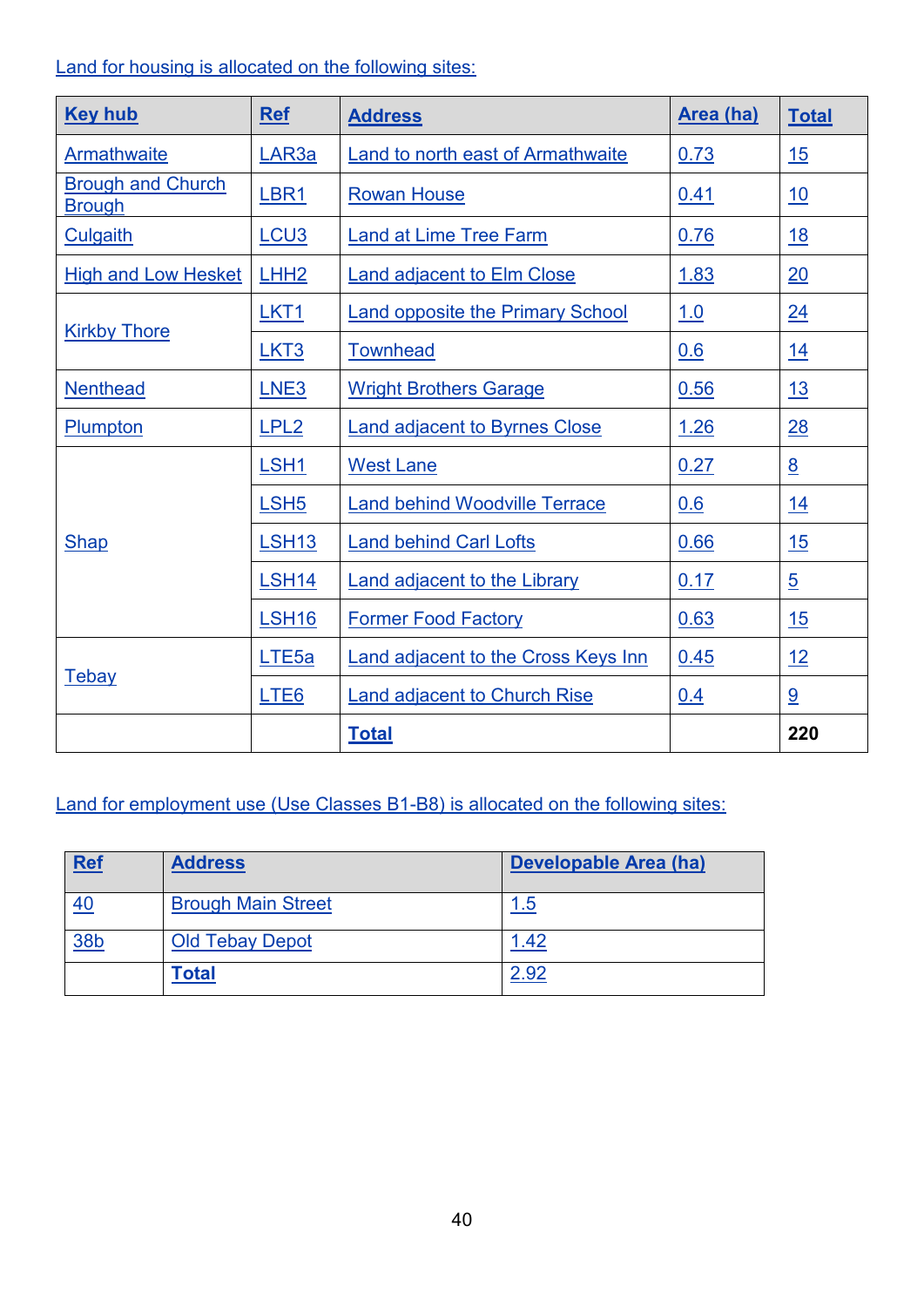Land for housing is allocated on the following sites:

| Key hub | Ref | Address | Area (ha) | Total |
|---|---|---|---|---|
| Armathwaite | LAR3a | Land to north east of Armathwaite | 0.73 | 15 |
| Brough and Church Brough | LBR1 | Rowan House | 0.41 | 10 |
| Culgaith | LCU3 | Land at Lime Tree Farm | 0.76 | 18 |
| High and Low Hesket | LHH2 | Land adjacent to Elm Close | 1.83 | 20 |
| Kirkby Thore | LKT1 | Land opposite the Primary School | 1.0 | 24 |
| | LKT3 | Townhead | 0.6 | 14 |
| Nenthead | LNE3 | Wright Brothers Garage | 0.56 | 13 |
| Plumpton | LPL2 | Land adjacent to Byrnes Close | 1.26 | 28 |
| Shap | LSH1 | West Lane | 0.27 | 8 |
| | LSH5 | Land behind Woodville Terrace | 0.6 | 14 |
| | LSH13 | Land behind Carl Lofts | 0.66 | 15 |
| | LSH14 | Land adjacent to the Library | 0.17 | 5 |
| | LSH16 | Former Food Factory | 0.63 | 15 |
| Tebay | LTE5a | Land adjacent to the Cross Keys Inn | 0.45 | 12 |
| | LTE6 | Land adjacent to Church Rise | 0.4 | 9 |
| | | **Total** | | **220** |

Land for employment use (Use Classes B1-B8) is allocated on the following sites:

| Ref | Address | Developable Area (ha) |
|---|---|---|
| 40 | Brough Main Street | 1.5 |
| 38b | Old Tebay Depot | 1.42 |
| | **Total** | 2.92 |